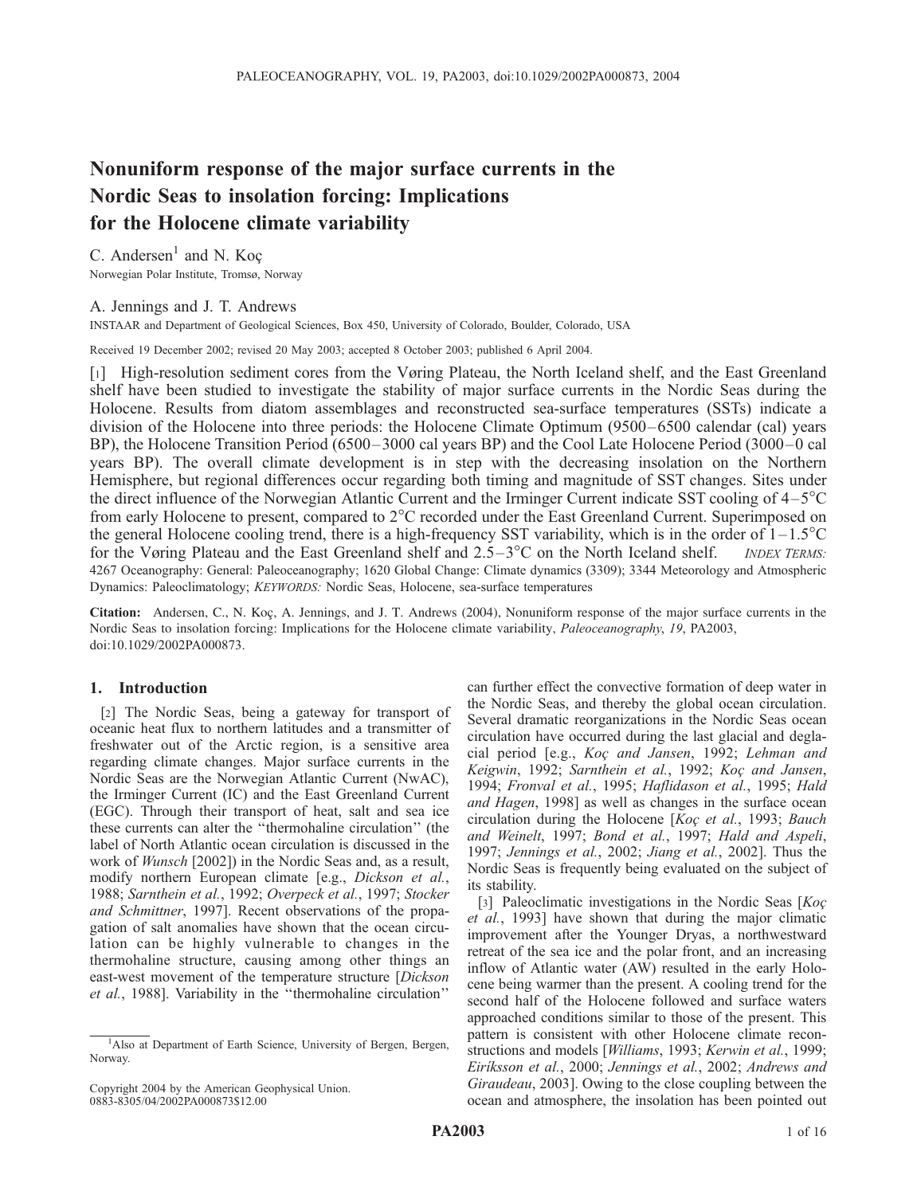# Nonuniform response of the major surface currents in the Nordic Seas to insolation forcing: Implications for the Holocene climate variability

C. Andersen[1] and N. Koç

Norwegian Polar Institute, Tromsø, Norway

A. Jennings and J. T. Andrews

INSTAAR and Department of Geological Sciences, Box 450, University of Colorado, Boulder, Colorado, USA

Received 19 December 2002; revised 20 May 2003; accepted 8 October 2003; published 6 April 2004.

[1] High-resolution sediment cores from the Vøring Plateau, the North Iceland shelf, and the East Greenland shelf have been studied to investigate the stability of major surface currents in the Nordic Seas during the Holocene. Results from diatom assemblages and reconstructed sea-surface temperatures (SSTs) indicate a division of the Holocene into three periods: the Holocene Climate Optimum (9500–6500 calendar (cal) years BP), the Holocene Transition Period (6500–3000 cal years BP) and the Cool Late Holocene Period (3000–0 cal years BP). The overall climate development is in step with the decreasing insolation on the Northern Hemisphere, but regional differences occur regarding both timing and magnitude of SST changes. Sites under the direct influence of the Norwegian Atlantic Current and the Irminger Current indicate SST cooling of 4–5°C from early Holocene to present, compared to 2°C recorded under the East Greenland Current. Superimposed on the general Holocene cooling trend, there is a high-frequency SST variability, which is in the order of 1–1.5°C for the Vøring Plateau and the East Greenland shelf and 2.5–3°C on the North Iceland shelf. *INDEX TERMS:* 4267 Oceanography: General: Paleoceanography; 1620 Global Change: Climate dynamics (3309); 3344 Meteorology and Atmospheric Dynamics: Paleoclimatology; *KEYWORDS:* Nordic Seas, Holocene, sea-surface temperatures

**Citation:** Andersen, C., N. Koç, A. Jennings, and J. T. Andrews (2004), Nonuniform response of the major surface currents in the Nordic Seas to insolation forcing: Implications for the Holocene climate variability, *Paleoceanography*, *19*, PA2003, doi:10.1029/2002PA000873.

## 1. Introduction

[2] The Nordic Seas, being a gateway for transport of oceanic heat flux to northern latitudes and a transmitter of freshwater out of the Arctic region, is a sensitive area regarding climate changes. Major surface currents in the Nordic Seas are the Norwegian Atlantic Current (NwAC), the Irminger Current (IC) and the East Greenland Current (EGC). Through their transport of heat, salt and sea ice these currents can alter the "thermohaline circulation" (the label of North Atlantic ocean circulation is discussed in the work of *Wunsch* [2002]) in the Nordic Seas and, as a result, modify northern European climate [e.g., *Dickson et al.*, 1988; *Sarnthein et al.*, 1992; *Overpeck et al.*, 1997; *Stocker and Schmittner*, 1997]. Recent observations of the propagation of salt anomalies have shown that the ocean circulation can be highly vulnerable to changes in the thermohaline structure, causing among other things an east-west movement of the temperature structure [*Dickson et al.*, 1988]. Variability in the "thermohaline circulation" can further effect the convective formation of deep water in the Nordic Seas, and thereby the global ocean circulation. Several dramatic reorganizations in the Nordic Seas ocean circulation have occurred during the last glacial and deglacial period [e.g., *Koç and Jansen*, 1992; *Lehman and Keigwin*, 1992; *Sarnthein et al.*, 1992; *Koç and Jansen*, 1994; *Fronval et al.*, 1995; *Haflidason et al.*, 1995; *Hald and Hagen*, 1998] as well as changes in the surface ocean circulation during the Holocene [*Koç et al.*, 1993; *Bauch and Weinelt*, 1997; *Bond et al.*, 1997; *Hald and Aspeli*, 1997; *Jennings et al.*, 2002; *Jiang et al.*, 2002]. Thus the Nordic Seas is frequently being evaluated on the subject of its stability.

[3] Paleoclimatic investigations in the Nordic Seas [*Koç et al.*, 1993] have shown that during the major climatic improvement after the Younger Dryas, a northwestward retreat of the sea ice and the polar front, and an increasing inflow of Atlantic water (AW) resulted in the early Holocene being warmer than the present. A cooling trend for the second half of the Holocene followed and surface waters approached conditions similar to those of the present. This pattern is consistent with other Holocene climate reconstructions and models [*Williams*, 1993; *Kerwin et al.*, 1999; *Eiríksson et al.*, 2000; *Jennings et al.*, 2002; *Andrews and Giraudeau*, 2003]. Owing to the close coupling between the ocean and atmosphere, the insolation has been pointed out

[1] Also at Department of Earth Science, University of Bergen, Bergen, Norway.

Copyright 2004 by the American Geophysical Union.
0883-8305/04/2002PA000873$12.00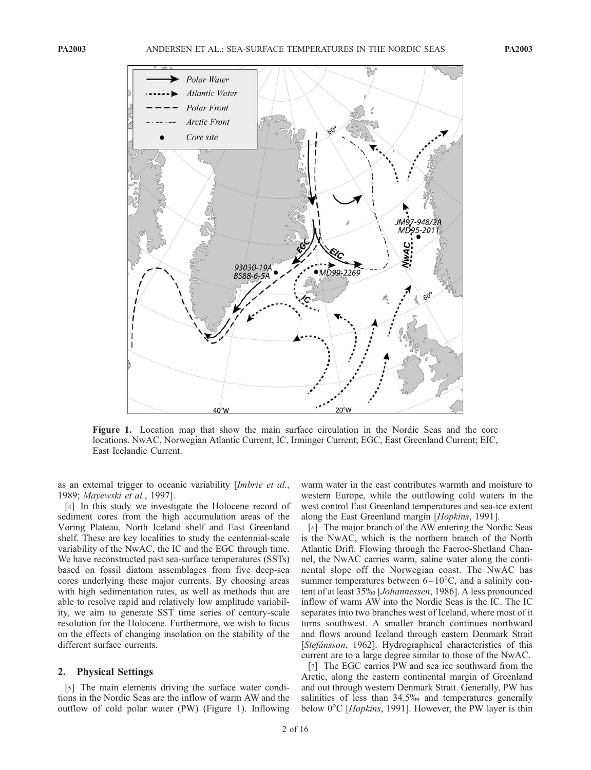**Figure 1.** Location map that show the main surface circulation in the Nordic Seas and the core locations. NwAC, Norwegian Atlantic Current; IC, Irminger Current; EGC, East Greenland Current; EIC, East Icelandic Current.

as an external trigger to oceanic variability [*Imbrie et al.*, 1989; *Mayewski et al.*, 1997].

[4] In this study we investigate the Holocene record of sediment cores from the high accumulation areas of the Vøring Plateau, North Iceland shelf and East Greenland shelf. These are key localities to study the centennial-scale variability of the NwAC, the IC and the EGC through time. We have reconstructed past sea-surface temperatures (SSTs) based on fossil diatom assemblages from five deep-sea cores underlying these major currents. By choosing areas with high sedimentation rates, as well as methods that are able to resolve rapid and relatively low amplitude variability, we aim to generate SST time series of century-scale resolution for the Holocene. Furthermore, we wish to focus on the effects of changing insolation on the stability of the different surface currents.

## 2. Physical Settings

[5] The main elements driving the surface water conditions in the Nordic Seas are the inflow of warm AW and the outflow of cold polar water (PW) (Figure 1). Inflowing warm water in the east contributes warmth and moisture to western Europe, while the outflowing cold waters in the west control East Greenland temperatures and sea-ice extent along the East Greenland margin [*Hopkins*, 1991].

[6] The major branch of the AW entering the Nordic Seas is the NwAC, which is the northern branch of the North Atlantic Drift. Flowing through the Faeroe-Shetland Channel, the NwAC carries warm, saline water along the continental slope off the Norwegian coast. The NwAC has summer temperatures between 6–10°C, and a salinity content of at least 35‰ [*Johannessen*, 1986]. A less pronounced inflow of warm AW into the Nordic Seas is the IC. The IC separates into two branches west of Iceland, where most of it turns southwest. A smaller branch continues northward and flows around Iceland through eastern Denmark Strait [*Stefánsson*, 1962]. Hydrographical characteristics of this current are to a large degree similar to those of the NwAC.

[7] The EGC carries PW and sea ice southward from the Arctic, along the eastern continental margin of Greenland and out through western Denmark Strait. Generally, PW has salinities of less than 34.5‰ and temperatures generally below 0°C [*Hopkins*, 1991]. However, the PW layer is thin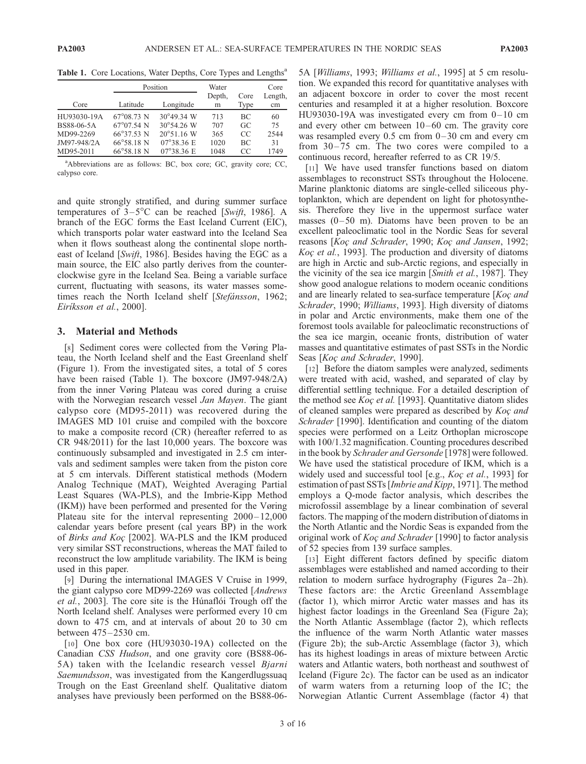**Table 1.** Core Locations, Water Depths, Core Types and Lengths[a]

| Core | Position | | Water Depth, m | Core Type | Core Length, cm |
|---|---|---|---|---|---|
| | Latitude | Longitude | | | |
| HU93030-19A | 67°08.73 N | 30°49.34 W | 713 | BC | 60 |
| BS88-06-5A | 67°07.54 N | 30°54.26 W | 707 | GC | 75 |
| MD99-2269 | 66°37.53 N | 20°51.16 W | 365 | CC | 2544 |
| JM97-948/2A | 66°58.18 N | 07°38.36 E | 1020 | BC | 31 |
| MD95-2011 | 66°58.18 N | 07°38.36 E | 1048 | CC | 1749 |

[a]Abbreviations are as follows: BC, box core; GC, gravity core; CC, calypso core.

and quite strongly stratified, and during summer surface temperatures of 3–5°C can be reached [*Swift*, 1986]. A branch of the EGC forms the East Iceland Current (EIC), which transports polar water eastward into the Iceland Sea when it flows southeast along the continental slope northeast of Iceland [*Swift*, 1986]. Besides having the EGC as a main source, the EIC also partly derives from the counterclockwise gyre in the Iceland Sea. Being a variable surface current, fluctuating with seasons, its water masses sometimes reach the North Iceland shelf [*Stefánsson*, 1962; *Eiríksson et al.*, 2000].

## 3. Material and Methods

[8] Sediment cores were collected from the Vøring Plateau, the North Iceland shelf and the East Greenland shelf (Figure 1). From the investigated sites, a total of 5 cores have been raised (Table 1). The boxcore (JM97-948/2A) from the inner Vøring Plateau was cored during a cruise with the Norwegian research vessel *Jan Mayen*. The giant calypso core (MD95-2011) was recovered during the IMAGES MD 101 cruise and compiled with the boxcore to make a composite record (CR) (hereafter referred to as CR 948/2011) for the last 10,000 years. The boxcore was continuously subsampled and investigated in 2.5 cm intervals and sediment samples were taken from the piston core at 5 cm intervals. Different statistical methods (Modern Analog Technique (MAT), Weighted Averaging Partial Least Squares (WA-PLS), and the Imbrie-Kipp Method (IKM)) have been performed and presented for the Vøring Plateau site for the interval representing 2000–12,000 calendar years before present (cal years BP) in the work of *Birks and Koç* [2002]. WA-PLS and the IKM produced very similar SST reconstructions, whereas the MAT failed to reconstruct the low amplitude variability. The IKM is being used in this paper.

[9] During the international IMAGES V Cruise in 1999, the giant calypso core MD99-2269 was collected [*Andrews et al.*, 2003]. The core site is the Húnaflói Trough off the North Iceland shelf. Analyses were performed every 10 cm down to 475 cm, and at intervals of about 20 to 30 cm between 475–2530 cm.

[10] One box core (HU93030-19A) collected on the Canadian *CSS Hudson*, and one gravity core (BS88-06-5A) taken with the Icelandic research vessel *Bjarni Saemundsson*, was investigated from the Kangerdlugssuaq Trough on the East Greenland shelf. Qualitative diatom analyses have previously been performed on the BS88-06-5A [*Williams*, 1993; *Williams et al.*, 1995] at 5 cm resolution. We expanded this record for quantitative analyses with an adjacent boxcore in order to cover the most recent centuries and resampled it at a higher resolution. Boxcore HU93030-19A was investigated every cm from 0–10 cm and every other cm between 10–60 cm. The gravity core was resampled every 0.5 cm from 0–30 cm and every cm from 30–75 cm. The two cores were compiled to a continuous record, hereafter referred to as CR 19/5.

[11] We have used transfer functions based on diatom assemblages to reconstruct SSTs throughout the Holocene. Marine planktonic diatoms are single-celled siliceous phytoplankton, which are dependent on light for photosynthesis. Therefore they live in the uppermost surface water masses (0–50 m). Diatoms have been proven to be an excellent paleoclimatic tool in the Nordic Seas for several reasons [*Koç and Schrader*, 1990; *Koç and Jansen*, 1992; *Koç et al.*, 1993]. The production and diversity of diatoms are high in Arctic and sub-Arctic regions, and especially in the vicinity of the sea ice margin [*Smith et al.*, 1987]. They show good analogue relations to modern oceanic conditions and are linearly related to sea-surface temperature [*Koç and Schrader*, 1990; *Williams*, 1993]. High diversity of diatoms in polar and Arctic environments, make them one of the foremost tools available for paleoclimatic reconstructions of the sea ice margin, oceanic fronts, distribution of water masses and quantitative estimates of past SSTs in the Nordic Seas [*Koç and Schrader*, 1990].

[12] Before the diatom samples were analyzed, sediments were treated with acid, washed, and separated of clay by differential settling technique. For a detailed description of the method see *Koç et al.* [1993]. Quantitative diatom slides of cleaned samples were prepared as described by *Koç and Schrader* [1990]. Identification and counting of the diatom species were performed on a Leitz Orthoplan microscope with 100/1.32 magnification. Counting procedures described in the book by *Schrader and Gersonde* [1978] were followed. We have used the statistical procedure of IKM, which is a widely used and successful tool [e.g., *Koç et al.*, 1993] for estimation of past SSTs [*Imbrie and Kipp*, 1971]. The method employs a Q-mode factor analysis, which describes the microfossil assemblage by a linear combination of several factors. The mapping of the modern distribution of diatoms in the North Atlantic and the Nordic Seas is expanded from the original work of *Koç and Schrader* [1990] to factor analysis of 52 species from 139 surface samples.

[13] Eight different factors defined by specific diatom assemblages were established and named according to their relation to modern surface hydrography (Figures 2a–2h). These factors are: the Arctic Greenland Assemblage (factor 1), which mirror Arctic water masses and has its highest factor loadings in the Greenland Sea (Figure 2a); the North Atlantic Assemblage (factor 2), which reflects the influence of the warm North Atlantic water masses (Figure 2b); the sub-Arctic Assemblage (factor 3), which has its highest loadings in areas of mixture between Arctic waters and Atlantic waters, both northeast and southwest of Iceland (Figure 2c). The factor can be used as an indicator of warm waters from a returning loop of the IC; the Norwegian Atlantic Current Assemblage (factor 4) that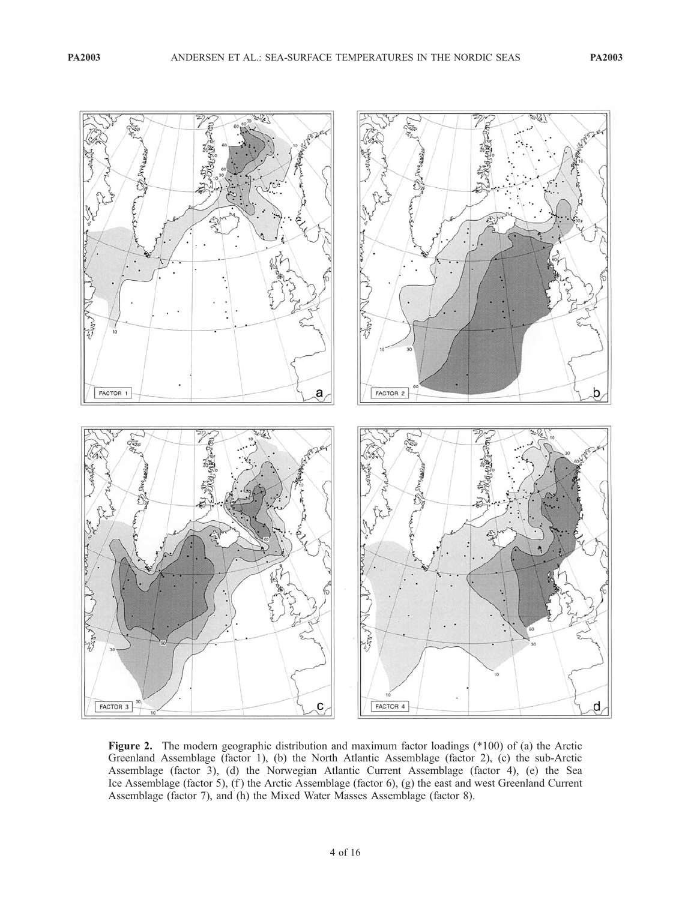**Figure 2.** The modern geographic distribution and maximum factor loadings (*100) of (a) the Arctic Greenland Assemblage (factor 1), (b) the North Atlantic Assemblage (factor 2), (c) the sub-Arctic Assemblage (factor 3), (d) the Norwegian Atlantic Current Assemblage (factor 4), (e) the Sea Ice Assemblage (factor 5), (f) the Arctic Assemblage (factor 6), (g) the east and west Greenland Current Assemblage (factor 7), and (h) the Mixed Water Masses Assemblage (factor 8).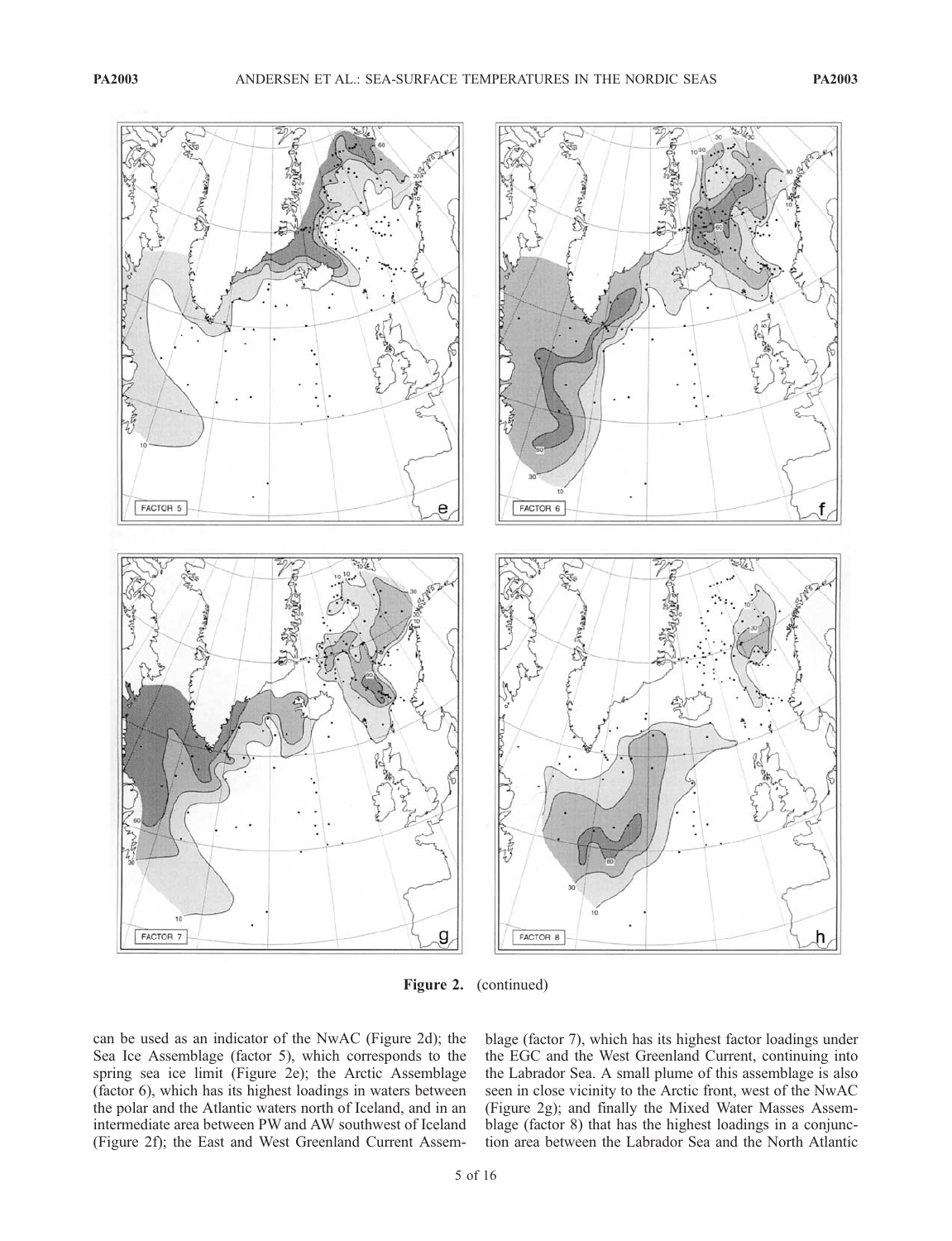**Figure 2.** (continued)

can be used as an indicator of the NwAC (Figure 2d); the Sea Ice Assemblage (factor 5), which corresponds to the spring sea ice limit (Figure 2e); the Arctic Assemblage (factor 6), which has its highest loadings in waters between the polar and the Atlantic waters north of Iceland, and in an intermediate area between PW and AW southwest of Iceland (Figure 2f); the East and West Greenland Current Assemblage (factor 7), which has its highest factor loadings under the EGC and the West Greenland Current, continuing into the Labrador Sea. A small plume of this assemblage is also seen in close vicinity to the Arctic front, west of the NwAC (Figure 2g); and finally the Mixed Water Masses Assemblage (factor 8) that has the highest loadings in a conjunction area between the Labrador Sea and the North Atlantic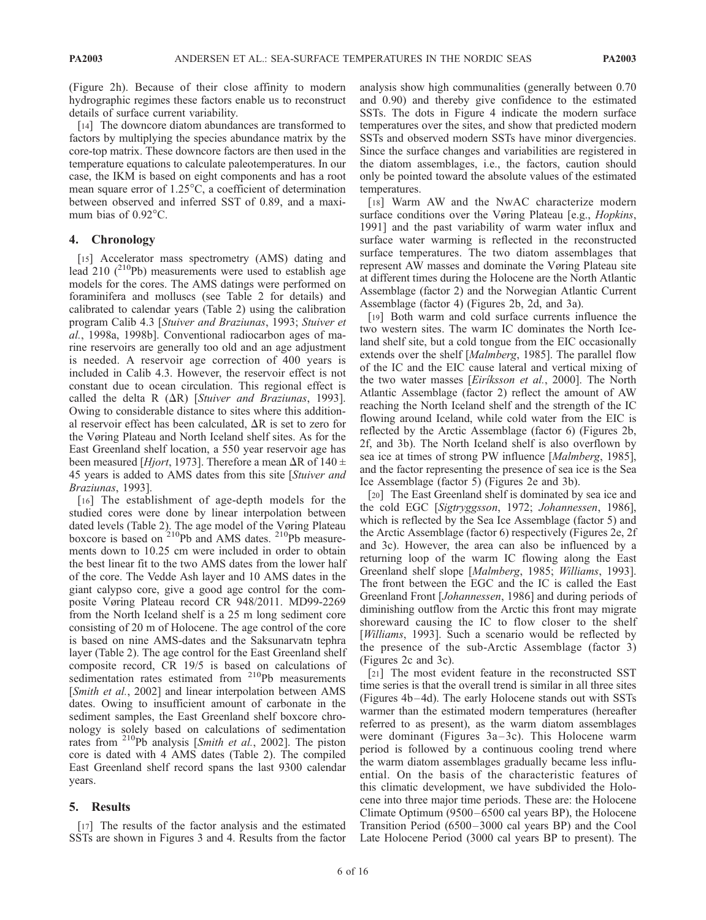(Figure 2h). Because of their close affinity to modern hydrographic regimes these factors enable us to reconstruct details of surface current variability.

[14] The downcore diatom abundances are transformed to factors by multiplying the species abundance matrix by the core-top matrix. These downcore factors are then used in the temperature equations to calculate paleotemperatures. In our case, the IKM is based on eight components and has a root mean square error of 1.25°C, a coefficient of determination between observed and inferred SST of 0.89, and a maximum bias of 0.92°C.

## 4. Chronology

[15] Accelerator mass spectrometry (AMS) dating and lead 210 ($^{210}$Pb) measurements were used to establish age models for the cores. The AMS datings were performed on foraminifera and molluscs (see Table 2 for details) and calibrated to calendar years (Table 2) using the calibration program Calib 4.3 [*Stuiver and Braziunas*, 1993; *Stuiver et al.*, 1998a, 1998b]. Conventional radiocarbon ages of marine reservoirs are generally too old and an age adjustment is needed. A reservoir age correction of 400 years is included in Calib 4.3. However, the reservoir effect is not constant due to ocean circulation. This regional effect is called the delta R ($\Delta$R) [*Stuiver and Braziunas*, 1993]. Owing to considerable distance to sites where this additional reservoir effect has been calculated, $\Delta$R is set to zero for the Vøring Plateau and North Iceland shelf sites. As for the East Greenland shelf location, a 550 year reservoir age has been measured [*Hjort*, 1973]. Therefore a mean $\Delta$R of 140 ± 45 years is added to AMS dates from this site [*Stuiver and Braziunas*, 1993].

[16] The establishment of age-depth models for the studied cores were done by linear interpolation between dated levels (Table 2). The age model of the Vøring Plateau boxcore is based on $^{210}$Pb and AMS dates. $^{210}$Pb measurements down to 10.25 cm were included in order to obtain the best linear fit to the two AMS dates from the lower half of the core. The Vedde Ash layer and 10 AMS dates in the giant calypso core, give a good age control for the composite Vøring Plateau record CR 948/2011. MD99-2269 from the North Iceland shelf is a 25 m long sediment core consisting of 20 m of Holocene. The age control of the core is based on nine AMS-dates and the Saksunarvatn tephra layer (Table 2). The age control for the East Greenland shelf composite record, CR 19/5 is based on calculations of sedimentation rates estimated from $^{210}$Pb measurements [*Smith et al.*, 2002] and linear interpolation between AMS dates. Owing to insufficient amount of carbonate in the sediment samples, the East Greenland shelf boxcore chronology is solely based on calculations of sedimentation rates from $^{210}$Pb analysis [*Smith et al.*, 2002]. The piston core is dated with 4 AMS dates (Table 2). The compiled East Greenland shelf record spans the last 9300 calendar years.

## 5. Results

[17] The results of the factor analysis and the estimated SSTs are shown in Figures 3 and 4. Results from the factor analysis show high communalities (generally between 0.70 and 0.90) and thereby give confidence to the estimated SSTs. The dots in Figure 4 indicate the modern surface temperatures over the sites, and show that predicted modern SSTs and observed modern SSTs have minor divergencies. Since the surface changes and variabilities are registered in the diatom assemblages, i.e., the factors, caution should only be pointed toward the absolute values of the estimated temperatures.

[18] Warm AW and the NwAC characterize modern surface conditions over the Vøring Plateau [e.g., *Hopkins*, 1991] and the past variability of warm water influx and surface water warming is reflected in the reconstructed surface temperatures. The two diatom assemblages that represent AW masses and dominate the Vøring Plateau site at different times during the Holocene are the North Atlantic Assemblage (factor 2) and the Norwegian Atlantic Current Assemblage (factor 4) (Figures 2b, 2d, and 3a).

[19] Both warm and cold surface currents influence the two western sites. The warm IC dominates the North Iceland shelf site, but a cold tongue from the EIC occasionally extends over the shelf [*Malmberg*, 1985]. The parallel flow of the IC and the EIC cause lateral and vertical mixing of the two water masses [*Eiríksson et al.*, 2000]. The North Atlantic Assemblage (factor 2) reflect the amount of AW reaching the North Iceland shelf and the strength of the IC flowing around Iceland, while cold water from the EIC is reflected by the Arctic Assemblage (factor 6) (Figures 2b, 2f, and 3b). The North Iceland shelf is also overflown by sea ice at times of strong PW influence [*Malmberg*, 1985], and the factor representing the presence of sea ice is the Sea Ice Assemblage (factor 5) (Figures 2e and 3b).

[20] The East Greenland shelf is dominated by sea ice and the cold EGC [*Sigtryggsson*, 1972; *Johannessen*, 1986], which is reflected by the Sea Ice Assemblage (factor 5) and the Arctic Assemblage (factor 6) respectively (Figures 2e, 2f and 3c). However, the area can also be influenced by a returning loop of the warm IC flowing along the East Greenland shelf slope [*Malmberg*, 1985; *Williams*, 1993]. The front between the EGC and the IC is called the East Greenland Front [*Johannessen*, 1986] and during periods of diminishing outflow from the Arctic this front may migrate shoreward causing the IC to flow closer to the shelf [*Williams*, 1993]. Such a scenario would be reflected by the presence of the sub-Arctic Assemblage (factor 3) (Figures 2c and 3c).

[21] The most evident feature in the reconstructed SST time series is that the overall trend is similar in all three sites (Figures 4b–4d). The early Holocene stands out with SSTs warmer than the estimated modern temperatures (hereafter referred to as present), as the warm diatom assemblages were dominant (Figures 3a–3c). This Holocene warm period is followed by a continuous cooling trend where the warm diatom assemblages gradually became less influential. On the basis of the characteristic features of this climatic development, we have subdivided the Holocene into three major time periods. These are: the Holocene Climate Optimum (9500–6500 cal years BP), the Holocene Transition Period (6500–3000 cal years BP) and the Cool Late Holocene Period (3000 cal years BP to present). The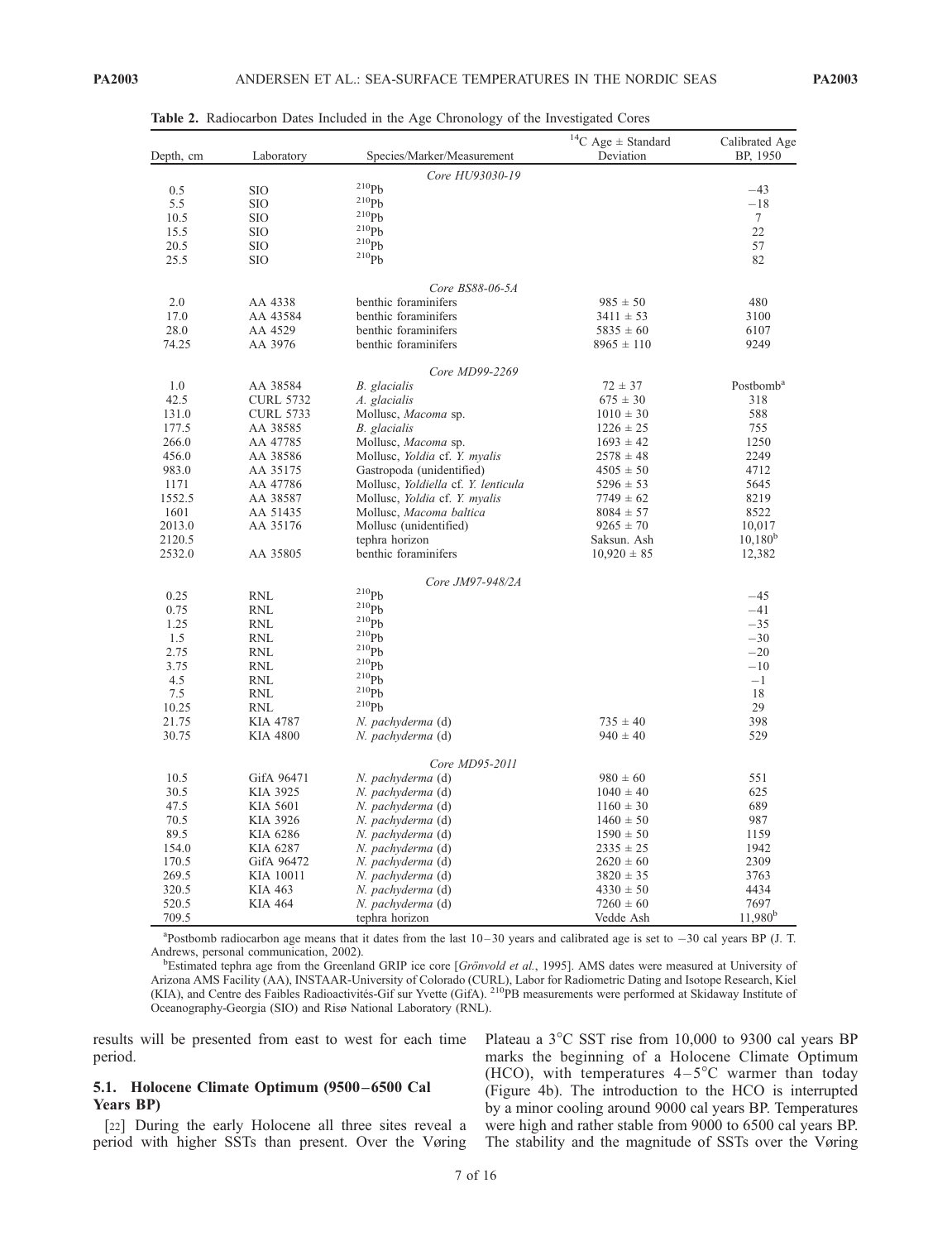**Table 2.** Radiocarbon Dates Included in the Age Chronology of the Investigated Cores

| Depth, cm | Laboratory | Species/Marker/Measurement | $^{14}C$ Age ± Standard Deviation | Calibrated Age BP, 1950 |
|---|---|---|---|---|
| | | *Core HU93030-19* | | |
| 0.5 | SIO | $^{210}Pb$ | | −43 |
| 5.5 | SIO | $^{210}Pb$ | | −18 |
| 10.5 | SIO | $^{210}Pb$ | | 7 |
| 15.5 | SIO | $^{210}Pb$ | | 22 |
| 20.5 | SIO | $^{210}Pb$ | | 57 |
| 25.5 | SIO | $^{210}Pb$ | | 82 |
| | | *Core BS88-06-5A* | | |
| 2.0 | AA 4338 | benthic foraminifers | 985 ± 50 | 480 |
| 17.0 | AA 43584 | benthic foraminifers | 3411 ± 53 | 3100 |
| 28.0 | AA 4529 | benthic foraminifers | 5835 ± 60 | 6107 |
| 74.25 | AA 3976 | benthic foraminifers | 8965 ± 110 | 9249 |
| | | *Core MD99-2269* | | |
| 1.0 | AA 38584 | *B. glacialis* | 72 ± 37 | Postbomb[a] |
| 42.5 | CURL 5732 | *A. glacialis* | 675 ± 30 | 318 |
| 131.0 | CURL 5733 | Mollusc, *Macoma* sp. | 1010 ± 30 | 588 |
| 177.5 | AA 38585 | *B. glacialis* | 1226 ± 25 | 755 |
| 266.0 | AA 47785 | Mollusc, *Macoma* sp. | 1693 ± 42 | 1250 |
| 456.0 | AA 38586 | Mollusc, *Yoldia* cf. *Y. myalis* | 2578 ± 48 | 2249 |
| 983.0 | AA 35175 | Gastropoda (unidentified) | 4505 ± 50 | 4712 |
| 1171 | AA 47786 | Mollusc, *Yoldiella* cf. *Y. lenticula* | 5296 ± 53 | 5645 |
| 1552.5 | AA 38587 | Mollusc, *Yoldia* cf. *Y. myalis* | 7749 ± 62 | 8219 |
| 1601 | AA 51435 | Mollusc, *Macoma baltica* | 8084 ± 57 | 8522 |
| 2013.0 | AA 35176 | Mollusc (unidentified) | 9265 ± 70 | 10,017 |
| 2120.5 | | tephra horizon | Saksun. Ash | 10,180[b] |
| 2532.0 | AA 35805 | benthic foraminifers | 10,920 ± 85 | 12,382 |
| | | *Core JM97-948/2A* | | |
| 0.25 | RNL | $^{210}Pb$ | | −45 |
| 0.75 | RNL | $^{210}Pb$ | | −41 |
| 1.25 | RNL | $^{210}Pb$ | | −35 |
| 1.5 | RNL | $^{210}Pb$ | | −30 |
| 2.75 | RNL | $^{210}Pb$ | | −20 |
| 3.75 | RNL | $^{210}Pb$ | | −10 |
| 4.5 | RNL | $^{210}Pb$ | | −1 |
| 7.5 | RNL | $^{210}Pb$ | | 18 |
| 10.25 | RNL | $^{210}Pb$ | | 29 |
| 21.75 | KIA 4787 | *N. pachyderma* (d) | 735 ± 40 | 398 |
| 30.75 | KIA 4800 | *N. pachyderma* (d) | 940 ± 40 | 529 |
| | | *Core MD95-2011* | | |
| 10.5 | GifA 96471 | *N. pachyderma* (d) | 980 ± 60 | 551 |
| 30.5 | KIA 3925 | *N. pachyderma* (d) | 1040 ± 40 | 625 |
| 47.5 | KIA 5601 | *N. pachyderma* (d) | 1160 ± 30 | 689 |
| 70.5 | KIA 3926 | *N. pachyderma* (d) | 1460 ± 50 | 987 |
| 89.5 | KIA 6286 | *N. pachyderma* (d) | 1590 ± 50 | 1159 |
| 154.0 | KIA 6287 | *N. pachyderma* (d) | 2335 ± 25 | 1942 |
| 170.5 | GifA 96472 | *N. pachyderma* (d) | 2620 ± 60 | 2309 |
| 269.5 | KIA 10011 | *N. pachyderma* (d) | 3820 ± 35 | 3763 |
| 320.5 | KIA 463 | *N. pachyderma* (d) | 4330 ± 50 | 4434 |
| 520.5 | KIA 464 | *N. pachyderma* (d) | 7260 ± 60 | 7697 |
| 709.5 | | tephra horizon | Vedde Ash | 11,980[b] |

[a]Postbomb radiocarbon age means that it dates from the last 10–30 years and calibrated age is set to −30 cal years BP (J. T. Andrews, personal communication, 2002).

[b]Estimated tephra age from the Greenland GRIP ice core [*Grönvold et al.*, 1995]. AMS dates were measured at University of Arizona AMS Facility (AA), INSTAAR-University of Colorado (CURL), Labor for Radiometric Dating and Isotope Research, Kiel (KIA), and Centre des Faibles Radioactivités-Gif sur Yvette (GifA). $^{210}PB$ measurements were performed at Skidaway Institute of Oceanography-Georgia (SIO) and Risø National Laboratory (RNL).

results will be presented from east to west for each time period.

### 5.1. Holocene Climate Optimum (9500–6500 Cal Years BP)

[22] During the early Holocene all three sites reveal a period with higher SSTs than present. Over the Vøring Plateau a 3°C SST rise from 10,000 to 9300 cal years BP marks the beginning of a Holocene Climate Optimum (HCO), with temperatures 4–5°C warmer than today (Figure 4b). The introduction to the HCO is interrupted by a minor cooling around 9000 cal years BP. Temperatures were high and rather stable from 9000 to 6500 cal years BP. The stability and the magnitude of SSTs over the Vøring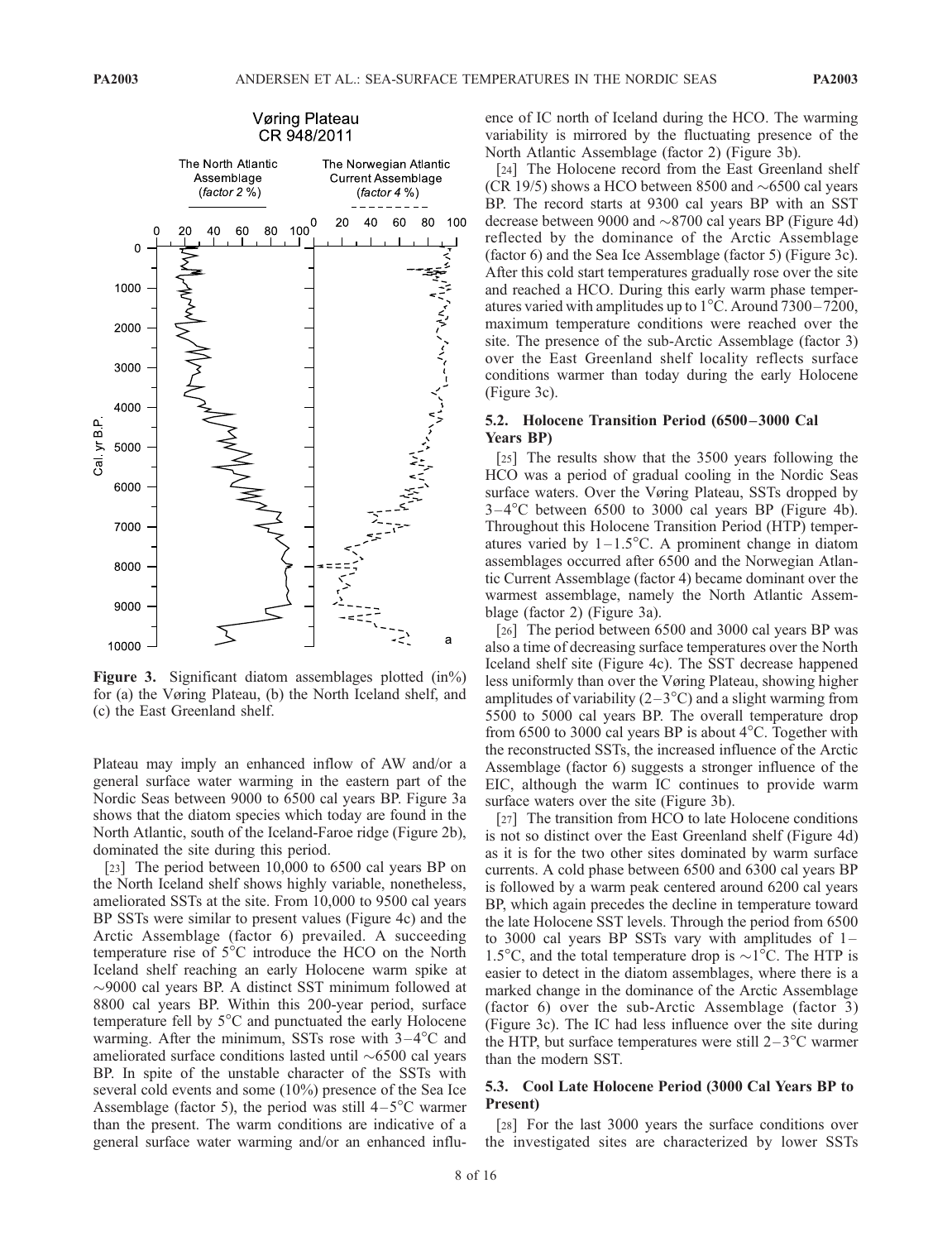Figure 3. Significant diatom assemblages plotted (in%) for (a) the Vøring Plateau, (b) the North Iceland shelf, and (c) the East Greenland shelf.

Plateau may imply an enhanced inflow of AW and/or a general surface water warming in the eastern part of the Nordic Seas between 9000 to 6500 cal years BP. Figure 3a shows that the diatom species which today are found in the North Atlantic, south of the Iceland-Faroe ridge (Figure 2b), dominated the site during this period.

[23] The period between 10,000 to 6500 cal years BP on the North Iceland shelf shows highly variable, nonetheless, ameliorated SSTs at the site. From 10,000 to 9500 cal years BP SSTs were similar to present values (Figure 4c) and the Arctic Assemblage (factor 6) prevailed. A succeeding temperature rise of 5°C introduce the HCO on the North Iceland shelf reaching an early Holocene warm spike at ~9000 cal years BP. A distinct SST minimum followed at 8800 cal years BP. Within this 200-year period, surface temperature fell by 5°C and punctuated the early Holocene warming. After the minimum, SSTs rose with 3–4°C and ameliorated surface conditions lasted until ~6500 cal years BP. In spite of the unstable character of the SSTs with several cold events and some (10%) presence of the Sea Ice Assemblage (factor 5), the period was still 4–5°C warmer than the present. The warm conditions are indicative of a general surface water warming and/or an enhanced influence of IC north of Iceland during the HCO. The warming variability is mirrored by the fluctuating presence of the North Atlantic Assemblage (factor 2) (Figure 3b).

[24] The Holocene record from the East Greenland shelf (CR 19/5) shows a HCO between 8500 and ~6500 cal years BP. The record starts at 9300 cal years BP with an SST decrease between 9000 and ~8700 cal years BP (Figure 4d) reflected by the dominance of the Arctic Assemblage (factor 6) and the Sea Ice Assemblage (factor 5) (Figure 3c). After this cold start temperatures gradually rose over the site and reached a HCO. During this early warm phase temperatures varied with amplitudes up to 1°C. Around 7300–7200, maximum temperature conditions were reached over the site. The presence of the sub-Arctic Assemblage (factor 3) over the East Greenland shelf locality reflects surface conditions warmer than today during the early Holocene (Figure 3c).

### 5.2. Holocene Transition Period (6500–3000 Cal Years BP)

[25] The results show that the 3500 years following the HCO was a period of gradual cooling in the Nordic Seas surface waters. Over the Vøring Plateau, SSTs dropped by 3–4°C between 6500 to 3000 cal years BP (Figure 4b). Throughout this Holocene Transition Period (HTP) temperatures varied by 1–1.5°C. A prominent change in diatom assemblages occurred after 6500 and the Norwegian Atlantic Current Assemblage (factor 4) became dominant over the warmest assemblage, namely the North Atlantic Assemblage (factor 2) (Figure 3a).

[26] The period between 6500 and 3000 cal years BP was also a time of decreasing surface temperatures over the North Iceland shelf site (Figure 4c). The SST decrease happened less uniformly than over the Vøring Plateau, showing higher amplitudes of variability (2–3°C) and a slight warming from 5500 to 5000 cal years BP. The overall temperature drop from 6500 to 3000 cal years BP is about 4°C. Together with the reconstructed SSTs, the increased influence of the Arctic Assemblage (factor 6) suggests a stronger influence of the EIC, although the warm IC continues to provide warm surface waters over the site (Figure 3b).

[27] The transition from HCO to late Holocene conditions is not so distinct over the East Greenland shelf (Figure 4d) as it is for the two other sites dominated by warm surface currents. A cold phase between 6500 and 6300 cal years BP is followed by a warm peak centered around 6200 cal years BP, which again precedes the decline in temperature toward the late Holocene SST levels. Through the period from 6500 to 3000 cal years BP SSTs vary with amplitudes of 1–1.5°C, and the total temperature drop is ~1°C. The HTP is easier to detect in the diatom assemblages, where there is a marked change in the dominance of the Arctic Assemblage (factor 6) over the sub-Arctic Assemblage (factor 3) (Figure 3c). The IC had less influence over the site during the HTP, but surface temperatures were still 2–3°C warmer than the modern SST.

### 5.3. Cool Late Holocene Period (3000 Cal Years BP to Present)

[28] For the last 3000 years the surface conditions over the investigated sites are characterized by lower SSTs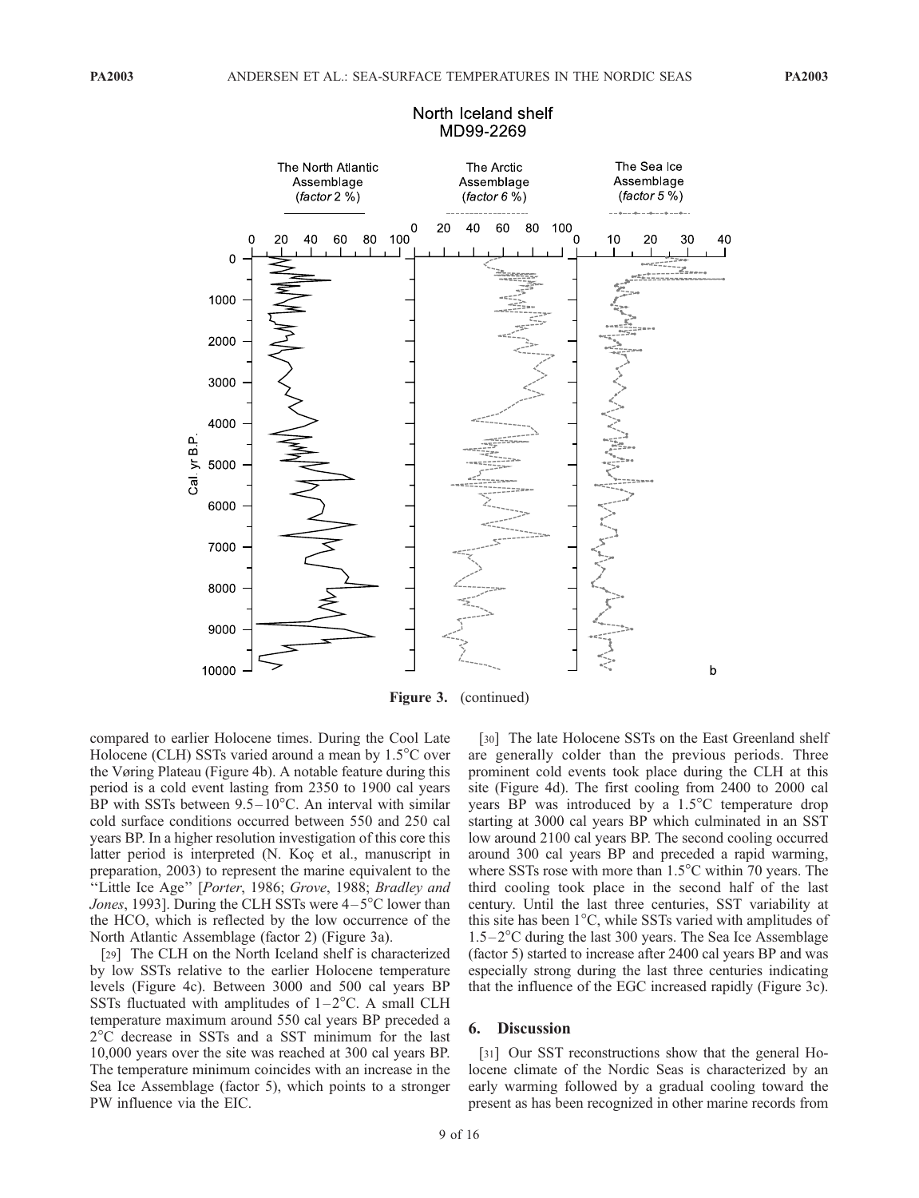**Figure 3.** (continued)

compared to earlier Holocene times. During the Cool Late Holocene (CLH) SSTs varied around a mean by 1.5°C over the Vøring Plateau (Figure 4b). A notable feature during this period is a cold event lasting from 2350 to 1900 cal years BP with SSTs between 9.5–10°C. An interval with similar cold surface conditions occurred between 550 and 250 cal years BP. In a higher resolution investigation of this core this latter period is interpreted (N. Koç et al., manuscript in preparation, 2003) to represent the marine equivalent to the "Little Ice Age" [*Porter*, 1986; *Grove*, 1988; *Bradley and Jones*, 1993]. During the CLH SSTs were 4–5°C lower than the HCO, which is reflected by the low occurrence of the North Atlantic Assemblage (factor 2) (Figure 3a).

[29] The CLH on the North Iceland shelf is characterized by low SSTs relative to the earlier Holocene temperature levels (Figure 4c). Between 3000 and 500 cal years BP SSTs fluctuated with amplitudes of 1–2°C. A small CLH temperature maximum around 550 cal years BP preceded a 2°C decrease in SSTs and a SST minimum for the last 10,000 years over the site was reached at 300 cal years BP. The temperature minimum coincides with an increase in the Sea Ice Assemblage (factor 5), which points to a stronger PW influence via the EIC.

[30] The late Holocene SSTs on the East Greenland shelf are generally colder than the previous periods. Three prominent cold events took place during the CLH at this site (Figure 4d). The first cooling from 2400 to 2000 cal years BP was introduced by a 1.5°C temperature drop starting at 3000 cal years BP which culminated in an SST low around 2100 cal years BP. The second cooling occurred around 300 cal years BP and preceded a rapid warming, where SSTs rose with more than 1.5°C within 70 years. The third cooling took place in the second half of the last century. Until the last three centuries, SST variability at this site has been 1°C, while SSTs varied with amplitudes of 1.5–2°C during the last 300 years. The Sea Ice Assemblage (factor 5) started to increase after 2400 cal years BP and was especially strong during the last three centuries indicating that the influence of the EGC increased rapidly (Figure 3c).

## 6. Discussion

[31] Our SST reconstructions show that the general Holocene climate of the Nordic Seas is characterized by an early warming followed by a gradual cooling toward the present as has been recognized in other marine records from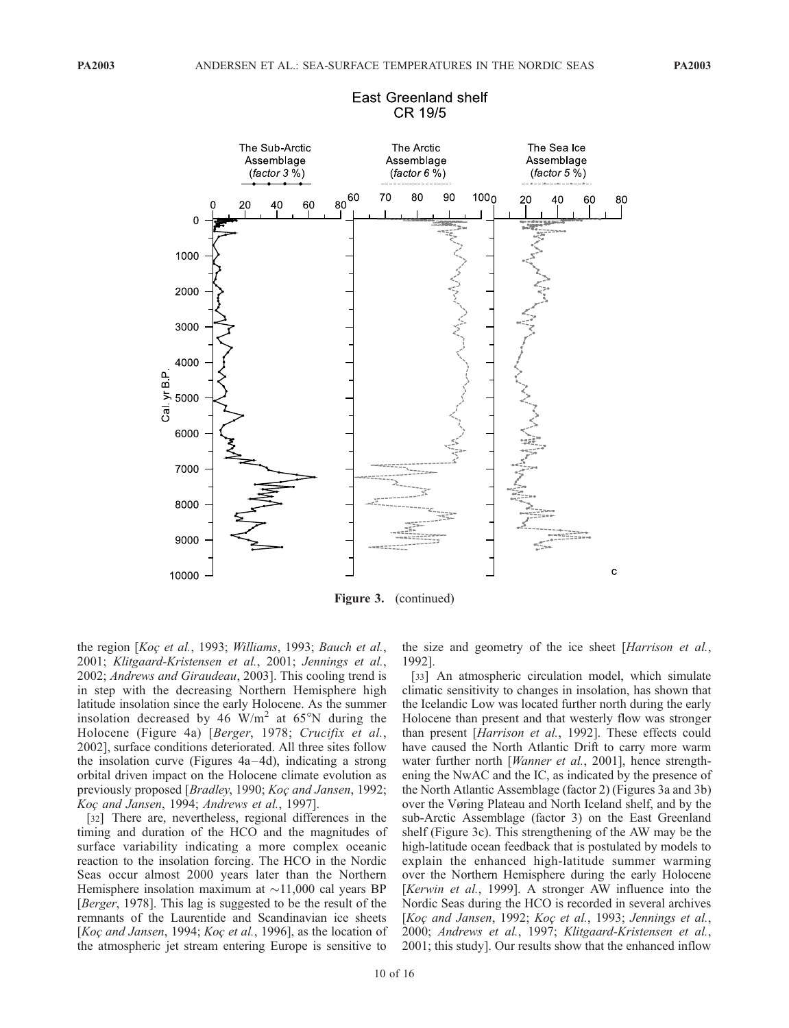**Figure 3.** (continued)

the region [*Koç et al.*, 1993; *Williams*, 1993; *Bauch et al.*, 2001; *Klitgaard-Kristensen et al.*, 2001; *Jennings et al.*, 2002; *Andrews and Giraudeau*, 2003]. This cooling trend is in step with the decreasing Northern Hemisphere high latitude insolation since the early Holocene. As the summer insolation decreased by 46 $W/m^2$ at 65°N during the Holocene (Figure 4a) [*Berger*, 1978; *Crucifix et al.*, 2002], surface conditions deteriorated. All three sites follow the insolation curve (Figures 4a–4d), indicating a strong orbital driven impact on the Holocene climate evolution as previously proposed [*Bradley*, 1990; *Koç and Jansen*, 1992; *Koç and Jansen*, 1994; *Andrews et al.*, 1997].

[32] There are, nevertheless, regional differences in the timing and duration of the HCO and the magnitudes of surface variability indicating a more complex oceanic reaction to the insolation forcing. The HCO in the Nordic Seas occur almost 2000 years later than the Northern Hemisphere insolation maximum at ~11,000 cal years BP [*Berger*, 1978]. This lag is suggested to be the result of the remnants of the Laurentide and Scandinavian ice sheets [*Koç and Jansen*, 1994; *Koç et al.*, 1996], as the location of the atmospheric jet stream entering Europe is sensitive to the size and geometry of the ice sheet [*Harrison et al.*, 1992].

[33] An atmospheric circulation model, which simulate climatic sensitivity to changes in insolation, has shown that the Icelandic Low was located further north during the early Holocene than present and that westerly flow was stronger than present [*Harrison et al.*, 1992]. These effects could have caused the North Atlantic Drift to carry more warm water further north [*Wanner et al.*, 2001], hence strengthening the NwAC and the IC, as indicated by the presence of the North Atlantic Assemblage (factor 2) (Figures 3a and 3b) over the Vøring Plateau and North Iceland shelf, and by the sub-Arctic Assemblage (factor 3) on the East Greenland shelf (Figure 3c). This strengthening of the AW may be the high-latitude ocean feedback that is postulated by models to explain the enhanced high-latitude summer warming over the Northern Hemisphere during the early Holocene [*Kerwin et al.*, 1999]. A stronger AW influence into the Nordic Seas during the HCO is recorded in several archives [*Koç and Jansen*, 1992; *Koç et al.*, 1993; *Jennings et al.*, 2000; *Andrews et al.*, 1997; *Klitgaard-Kristensen et al.*, 2001; this study]. Our results show that the enhanced inflow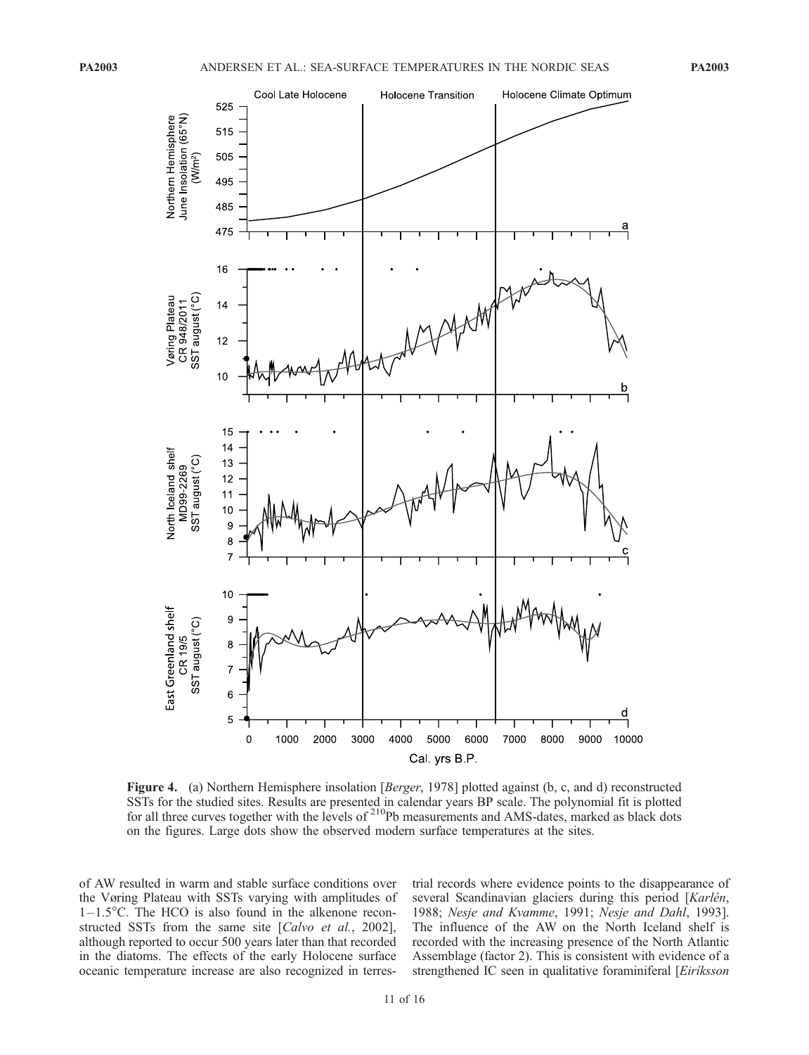**Figure 4.** (a) Northern Hemisphere insolation [*Berger*, 1978] plotted against (b, c, and d) reconstructed SSTs for the studied sites. Results are presented in calendar years BP scale. The polynomial fit is plotted for all three curves together with the levels of $^{210}$Pb measurements and AMS-dates, marked as black dots on the figures. Large dots show the observed modern surface temperatures at the sites.

of AW resulted in warm and stable surface conditions over the Vøring Plateau with SSTs varying with amplitudes of 1–1.5°C. The HCO is also found in the alkenone reconstructed SSTs from the same site [*Calvo et al.*, 2002], although reported to occur 500 years later than that recorded in the diatoms. The effects of the early Holocene surface oceanic temperature increase are also recognized in terrestrial records where evidence points to the disappearance of several Scandinavian glaciers during this period [*Karlén*, 1988; *Nesje and Kvamme*, 1991; *Nesje and Dahl*, 1993]. The influence of the AW on the North Iceland shelf is recorded with the increasing presence of the North Atlantic Assemblage (factor 2). This is consistent with evidence of a strengthened IC seen in qualitative foraminiferal [*Eiríksson*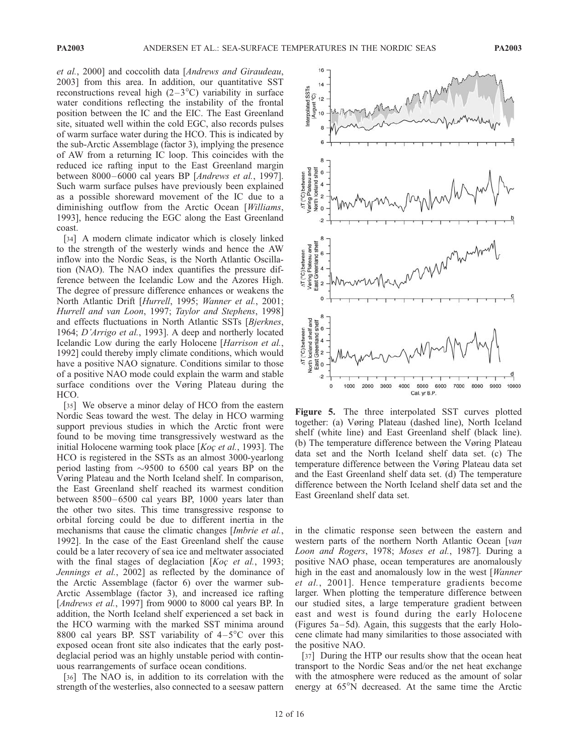et al., 2000] and coccolith data [*Andrews and Giraudeau*, 2003] from this area. In addition, our quantitative SST reconstructions reveal high (2–3°C) variability in surface water conditions reflecting the instability of the frontal position between the IC and the EIC. The East Greenland site, situated well within the cold EGC, also records pulses of warm surface water during the HCO. This is indicated by the sub-Arctic Assemblage (factor 3), implying the presence of AW from a returning IC loop. This coincides with the reduced ice rafting input to the East Greenland margin between 8000–6000 cal years BP [*Andrews et al.*, 1997]. Such warm surface pulses have previously been explained as a possible shoreward movement of the IC due to a diminishing outflow from the Arctic Ocean [*Williams*, 1993], hence reducing the EGC along the East Greenland coast.

[34] A modern climate indicator which is closely linked to the strength of the westerly winds and hence the AW inflow into the Nordic Seas, is the North Atlantic Oscillation (NAO). The NAO index quantifies the pressure difference between the Icelandic Low and the Azores High. The degree of pressure difference enhances or weakens the North Atlantic Drift [*Hurrell*, 1995; *Wanner et al.*, 2001; *Hurrell and van Loon*, 1997; *Taylor and Stephens*, 1998] and effects fluctuations in North Atlantic SSTs [*Bjerknes*, 1964; *D'Arrigo et al.*, 1993]. A deep and northerly located Icelandic Low during the early Holocene [*Harrison et al.*, 1992] could thereby imply climate conditions, which would have a positive NAO signature. Conditions similar to those of a positive NAO mode could explain the warm and stable surface conditions over the Vøring Plateau during the HCO.

[35] We observe a minor delay of HCO from the eastern Nordic Seas toward the west. The delay in HCO warming support previous studies in which the Arctic front were found to be moving time transgressively westward as the initial Holocene warming took place [*Koç et al.*, 1993]. The HCO is registered in the SSTs as an almost 3000-yearlong period lasting from ~9500 to 6500 cal years BP on the Vøring Plateau and the North Iceland shelf. In comparison, the East Greenland shelf reached its warmest condition between 8500–6500 cal years BP, 1000 years later than the other two sites. This time transgressive response to orbital forcing could be due to different inertia in the mechanisms that cause the climatic changes [*Imbrie et al.*, 1992]. In the case of the East Greenland shelf the cause could be a later recovery of sea ice and meltwater associated with the final stages of deglaciation [*Koç et al.*, 1993; *Jennings et al.*, 2002] as reflected by the dominance of the Arctic Assemblage (factor 6) over the warmer sub-Arctic Assemblage (factor 3), and increased ice rafting [*Andrews et al.*, 1997] from 9000 to 8000 cal years BP. In addition, the North Iceland shelf experienced a set back in the HCO warming with the marked SST minima around 8800 cal years BP. SST variability of 4–5°C over this exposed ocean front site also indicates that the early post-deglacial period was an highly unstable period with continuous rearrangements of surface ocean conditions.

[36] The NAO is, in addition to its correlation with the strength of the westerlies, also connected to a seesaw pattern in the climatic response seen between the eastern and western parts of the northern North Atlantic Ocean [*van Loon and Rogers*, 1978; *Moses et al.*, 1987]. During a positive NAO phase, ocean temperatures are anomalously high in the east and anomalously low in the west [*Wanner et al.*, 2001]. Hence temperature gradients become larger. When plotting the temperature difference between our studied sites, a large temperature gradient between east and west is found during the early Holocene (Figures 5a–5d). Again, this suggests that the early Holocene climate had many similarities to those associated with the positive NAO.

**Figure 5.** The three interpolated SST curves plotted together: (a) Vøring Plateau (dashed line), North Iceland shelf (white line) and East Greenland shelf (black line). (b) The temperature difference between the Vøring Plateau data set and the North Iceland shelf data set. (c) The temperature difference between the Vøring Plateau data set and the East Greenland shelf data set. (d) The temperature difference between the North Iceland shelf data set and the East Greenland shelf data set.

[37] During the HTP our results show that the ocean heat transport to the Nordic Seas and/or the net heat exchange with the atmosphere were reduced as the amount of solar energy at 65°N decreased. At the same time the Arctic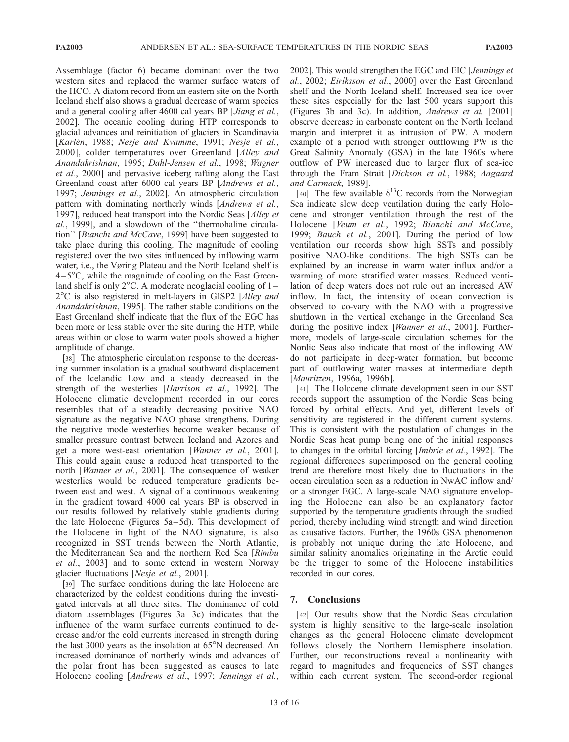Assemblage (factor 6) became dominant over the two western sites and replaced the warmer surface waters of the HCO. A diatom record from an eastern site on the North Iceland shelf also shows a gradual decrease of warm species and a general cooling after 4600 cal years BP [*Jiang et al.*, 2002]. The oceanic cooling during HTP corresponds to glacial advances and reinitiation of glaciers in Scandinavia [*Karlén*, 1988; *Nesje and Kvamme*, 1991; *Nesje et al.*, 2000], colder temperatures over Greenland [*Alley and Anandakrishnan*, 1995; *Dahl-Jensen et al.*, 1998; *Wagner et al.*, 2000] and pervasive iceberg rafting along the East Greenland coast after 6000 cal years BP [*Andrews et al.*, 1997; *Jennings et al.*, 2002]. An atmospheric circulation pattern with dominating northerly winds [*Andrews et al.*, 1997], reduced heat transport into the Nordic Seas [*Alley et al.*, 1999], and a slowdown of the "thermohaline circulation" [*Bianchi and McCave*, 1999] have been suggested to take place during this cooling. The magnitude of cooling registered over the two sites influenced by inflowing warm water, i.e., the Vøring Plateau and the North Iceland shelf is 4–5°C, while the magnitude of cooling on the East Greenland shelf is only 2°C. A moderate neoglacial cooling of 1–2°C is also registered in melt-layers in GISP2 [*Alley and Anandakrishnan*, 1995]. The rather stable conditions on the East Greenland shelf indicate that the flux of the EGC has been more or less stable over the site during the HTP, while areas within or close to warm water pools showed a higher amplitude of change.

[38] The atmospheric circulation response to the decreasing summer insolation is a gradual southward displacement of the Icelandic Low and a steady decreased in the strength of the westerlies [*Harrison et al.*, 1992]. The Holocene climatic development recorded in our cores resembles that of a steadily decreasing positive NAO signature as the negative NAO phase strengthens. During the negative mode westerlies become weaker because of smaller pressure contrast between Iceland and Azores and get a more west-east orientation [*Wanner et al.*, 2001]. This could again cause a reduced heat transported to the north [*Wanner et al.*, 2001]. The consequence of weaker westerlies would be reduced temperature gradients between east and west. A signal of a continuous weakening in the gradient toward 4000 cal years BP is observed in our results followed by relatively stable gradients during the late Holocene (Figures 5a–5d). This development of the Holocene in light of the NAO signature, is also recognized in SST trends between the North Atlantic, the Mediterranean Sea and the northern Red Sea [*Rimbu et al.*, 2003] and to some extend in western Norway glacier fluctuations [*Nesje et al.*, 2001].

[39] The surface conditions during the late Holocene are characterized by the coldest conditions during the investigated intervals at all three sites. The dominance of cold diatom assemblages (Figures 3a–3c) indicates that the influence of the warm surface currents continued to decrease and/or the cold currents increased in strength during the last 3000 years as the insolation at 65°N decreased. An increased dominance of northerly winds and advances of the polar front has been suggested as causes to late Holocene cooling [*Andrews et al.*, 1997; *Jennings et al.*, 2002]. This would strengthen the EGC and EIC [*Jennings et al.*, 2002; *Eiríksson et al.*, 2000] over the East Greenland shelf and the North Iceland shelf. Increased sea ice over these sites especially for the last 500 years support this (Figures 3b and 3c). In addition, *Andrews et al.* [2001] observe decrease in carbonate content on the North Iceland margin and interpret it as intrusion of PW. A modern example of a period with stronger outflowing PW is the Great Salinity Anomaly (GSA) in the late 1960s where outflow of PW increased due to larger flux of sea-ice through the Fram Strait [*Dickson et al.*, 1988; *Aagaard and Carmack*, 1989].

[40] The few available $\delta^{13}C$ records from the Norwegian Sea indicate slow deep ventilation during the early Holocene and stronger ventilation through the rest of the Holocene [*Veum et al.*, 1992; *Bianchi and McCave*, 1999; *Bauch et al.*, 2001]. During the period of low ventilation our records show high SSTs and possibly positive NAO-like conditions. The high SSTs can be explained by an increase in warm water influx and/or a warming of more stratified water masses. Reduced ventilation of deep waters does not rule out an increased AW inflow. In fact, the intensity of ocean convection is observed to co-vary with the NAO with a progressive shutdown in the vertical exchange in the Greenland Sea during the positive index [*Wanner et al.*, 2001]. Furthermore, models of large-scale circulation schemes for the Nordic Seas also indicate that most of the inflowing AW do not participate in deep-water formation, but become part of outflowing water masses at intermediate depth [*Mauritzen*, 1996a, 1996b].

[41] The Holocene climate development seen in our SST records support the assumption of the Nordic Seas being forced by orbital effects. And yet, different levels of sensitivity are registered in the different current systems. This is consistent with the postulation of changes in the Nordic Seas heat pump being one of the initial responses to changes in the orbital forcing [*Imbrie et al.*, 1992]. The regional differences superimposed on the general cooling trend are therefore most likely due to fluctuations in the ocean circulation seen as a reduction in NwAC inflow and/or a stronger EGC. A large-scale NAO signature enveloping the Holocene can also be an explanatory factor supported by the temperature gradients through the studied period, thereby including wind strength and wind direction as causative factors. Further, the 1960s GSA phenomenon is probably not unique during the late Holocene, and similar salinity anomalies originating in the Arctic could be the trigger to some of the Holocene instabilities recorded in our cores.

## 7. Conclusions

[42] Our results show that the Nordic Seas circulation system is highly sensitive to the large-scale insolation changes as the general Holocene climate development follows closely the Northern Hemisphere insolation. Further, our reconstructions reveal a nonlinearity with regard to magnitudes and frequencies of SST changes within each current system. The second-order regional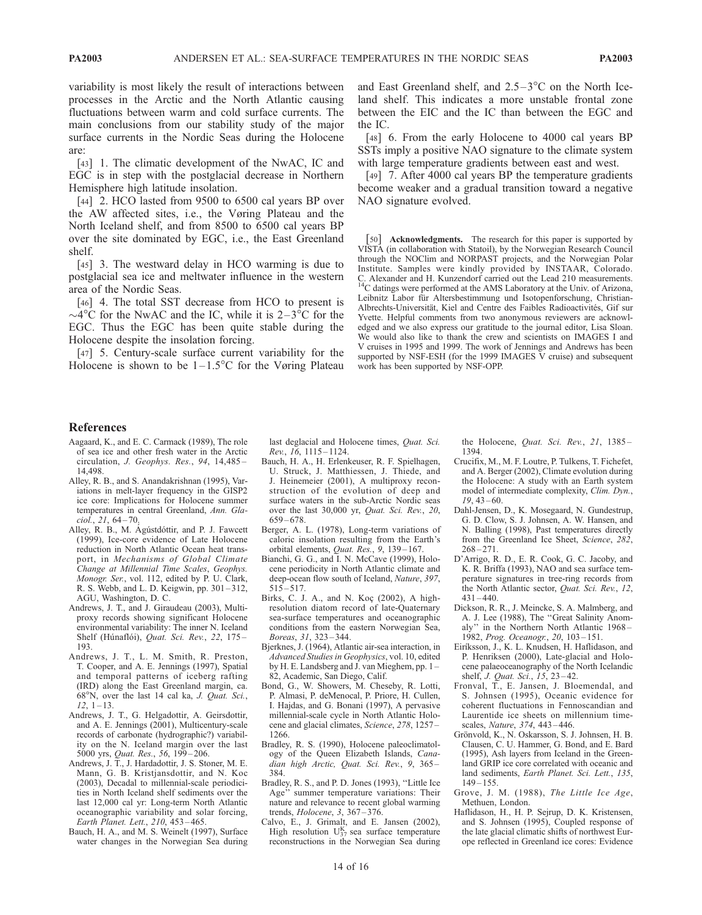variability is most likely the result of interactions between processes in the Arctic and the North Atlantic causing fluctuations between warm and cold surface currents. The main conclusions from our stability study of the major surface currents in the Nordic Seas during the Holocene are:

[43] 1. The climatic development of the NwAC, IC and EGC is in step with the postglacial decrease in Northern Hemisphere high latitude insolation.

[44] 2. HCO lasted from 9500 to 6500 cal years BP over the AW affected sites, i.e., the Vøring Plateau and the North Iceland shelf, and from 8500 to 6500 cal years BP over the site dominated by EGC, i.e., the East Greenland shelf.

[45] 3. The westward delay in HCO warming is due to postglacial sea ice and meltwater influence in the western area of the Nordic Seas.

[46] 4. The total SST decrease from HCO to present is ~4°C for the NwAC and the IC, while it is 2–3°C for the EGC. Thus the EGC has been quite stable during the Holocene despite the insolation forcing.

[47] 5. Century-scale surface current variability for the Holocene is shown to be 1–1.5°C for the Vøring Plateau and East Greenland shelf, and 2.5–3°C on the North Iceland shelf. This indicates a more unstable frontal zone between the EIC and the IC than between the EGC and the IC.

[48] 6. From the early Holocene to 4000 cal years BP SSTs imply a positive NAO signature to the climate system with large temperature gradients between east and west.

[49] 7. After 4000 cal years BP the temperature gradients become weaker and a gradual transition toward a negative NAO signature evolved.

[50] **Acknowledgments.** The research for this paper is supported by VISTA (in collaboration with Statoil), by the Norwegian Research Council through the NOClim and NORPAST projects, and the Norwegian Polar Institute. Samples were kindly provided by INSTAAR, Colorado. C. Alexander and H. Kunzendorf carried out the Lead 210 measurements. $^{14}C$ datings were performed at the AMS Laboratory at the Univ. of Arizona, Leibnitz Labor für Altersbestimmung und Isotopenforschung, Christian-Albrechts-Universität, Kiel and Centre des Faibles Radioactivités, Gif sur Yvette. Helpful comments from two anonymous reviewers are acknowledged and we also express our gratitude to the journal editor, Lisa Sloan. We would also like to thank the crew and scientists on IMAGES I and V cruises in 1995 and 1999. The work of Jennings and Andrews has been supported by NSF-ESH (for the 1999 IMAGES V cruise) and subsequent work has been supported by NSF-OPP.

## References

Aagaard, K., and E. C. Carmack (1989), The role of sea ice and other fresh water in the Arctic circulation, *J. Geophys. Res.*, *94*, 14,485–14,498.

Alley, R. B., and S. Anandakrishnan (1995), Variations in melt-layer frequency in the GISP2 ice core: Implications for Holocene summer temperatures in central Greenland, *Ann. Glaciol.*, *21*, 64–70.

Alley, R. B., M. Ágústdóttir, and P. J. Fawcett (1999), Ice-core evidence of Late Holocene reduction in North Atlantic Ocean heat transport, in *Mechanisms of Global Climate Change at Millennial Time Scales*, *Geophys. Monogr. Ser.*, vol. 112, edited by P. U. Clark, R. S. Webb, and L. D. Keigwin, pp. 301–312, AGU, Washington, D. C.

Andrews, J. T., and J. Giraudeau (2003), Multiproxy records showing significant Holocene environmental variability: The inner N. Iceland Shelf (Húnaflói), *Quat. Sci. Rev.*, *22*, 175–193.

Andrews, J. T., L. M. Smith, R. Preston, T. Cooper, and A. E. Jennings (1997), Spatial and temporal patterns of iceberg rafting (IRD) along the East Greenland margin, ca. 68°N, over the last 14 cal ka, *J. Quat. Sci.*, *12*, 1–13.

Andrews, J. T., G. Helgadottir, A. Geirsdottir, and A. E. Jennings (2001), Multicentury-scale records of carbonate (hydrographic?) variability on the N. Iceland margin over the last 5000 yrs, *Quat. Res.*, *56*, 199–206.

Andrews, J. T., J. Hardadottir, J. S. Stoner, M. E. Mann, G. B. Kristjansdottir, and N. Koc (2003), Decadal to millennial-scale periodicities in North Iceland shelf sediments over the last 12,000 cal yr: Long-term North Atlantic oceanographic variability and solar forcing, *Earth Planet. Lett.*, *210*, 453–465.

Bauch, H. A., and M. S. Weinelt (1997), Surface water changes in the Norwegian Sea during last deglacial and Holocene times, *Quat. Sci. Rev.*, *16*, 1115–1124.

Bauch, H. A., H. Erlenkeuser, R. F. Spielhagen, U. Struck, J. Matthiessen, J. Thiede, and J. Heinemeier (2001), A multiproxy reconstruction of the evolution of deep and surface waters in the sub-Arctic Nordic seas over the last 30,000 yr, *Quat. Sci. Rev.*, *20*, 659–678.

Berger, A. L. (1978), Long-term variations of caloric insolation resulting from the Earth's orbital elements, *Quat. Res.*, *9*, 139–167.

Bianchi, G. G., and I. N. McCave (1999), Holocene periodicity in North Atlantic climate and deep-ocean flow south of Iceland, *Nature*, *397*, 515–517.

Birks, C. J. A., and N. Koç (2002), A high-resolution diatom record of late-Quaternary sea-surface temperatures and oceanographic conditions from the eastern Norwegian Sea, *Boreas*, *31*, 323–344.

Bjerknes, J. (1964), Atlantic air-sea interaction, in *Advanced Studies in Geophysics*, vol. 10, edited by H. E. Landsberg and J. van Mieghem, pp. 1–82, Academic, San Diego, Calif.

Bond, G., W. Showers, M. Cheseby, R. Lotti, P. Almasi, P. deMenocal, P. Priore, H. Cullen, I. Hajdas, and G. Bonani (1997), A pervasive millennial-scale cycle in North Atlantic Holocene and glacial climates, *Science*, *278*, 1257–1266.

Bradley, R. S. (1990), Holocene paleoclimatology of the Queen Elizabeth Islands, *Canadian high Arctic, Quat. Sci. Rev.*, *9*, 365–384.

Bradley, R. S., and P. D. Jones (1993), "Little Ice Age" summer temperature variations: Their nature and relevance to recent global warming trends, *Holocene*, *3*, 367–376.

Calvo, E., J. Grimalt, and E. Jansen (2002), High resolution $U^{K}_{37}$ sea surface temperature reconstructions in the Norwegian Sea during the Holocene, *Quat. Sci. Rev.*, *21*, 1385–1394.

Crucifix, M., M. F. Loutre, P. Tulkens, T. Fichefet, and A. Berger (2002), Climate evolution during the Holocene: A study with an Earth system model of intermediate complexity, *Clim. Dyn.*, *19*, 43–60.

Dahl-Jensen, D., K. Mosegaard, N. Gundestrup, G. D. Clow, S. J. Johnsen, A. W. Hansen, and N. Balling (1998), Past temperatures directly from the Greenland Ice Sheet, *Science*, *282*, 268–271.

D'Arrigo, R. D., E. R. Cook, G. C. Jacoby, and K. R. Briffa (1993), NAO and sea surface temperature signatures in tree-ring records from the North Atlantic sector, *Quat. Sci. Rev.*, *12*, 431–440.

Dickson, R. R., J. Meincke, S. A. Malmberg, and A. J. Lee (1988), The "Great Salinity Anomaly" in the Northern North Atlantic 1968–1982, *Prog. Oceanogr.*, *20*, 103–151.

Eiríksson, J., K. L. Knudsen, H. Haflidason, and P. Henriksen (2000), Late-glacial and Holocene palaeoceanography of the North Icelandic shelf, *J. Quat. Sci.*, *15*, 23–42.

Fronval, T., E. Jansen, J. Bloemendal, and S. Johnsen (1995), Oceanic evidence for coherent fluctuations in Fennoscandian and Laurentide ice sheets on millennium timescales, *Nature*, *374*, 443–446.

Grönvold, K., N. Oskarsson, S. J. Johnsen, H. B. Clausen, C. U. Hammer, G. Bond, and E. Bard (1995), Ash layers from Iceland in the Greenland GRIP ice core correlated with oceanic and land sediments, *Earth Planet. Sci. Lett.*, *135*, 149–155.

Grove, J. M. (1988), *The Little Ice Age*, Methuen, London.

Haflidason, H., H. P. Sejrup, D. K. Kristensen, and S. Johnsen (1995), Coupled response of the late glacial climatic shifts of northwest Europe reflected in Greenland ice cores: Evidence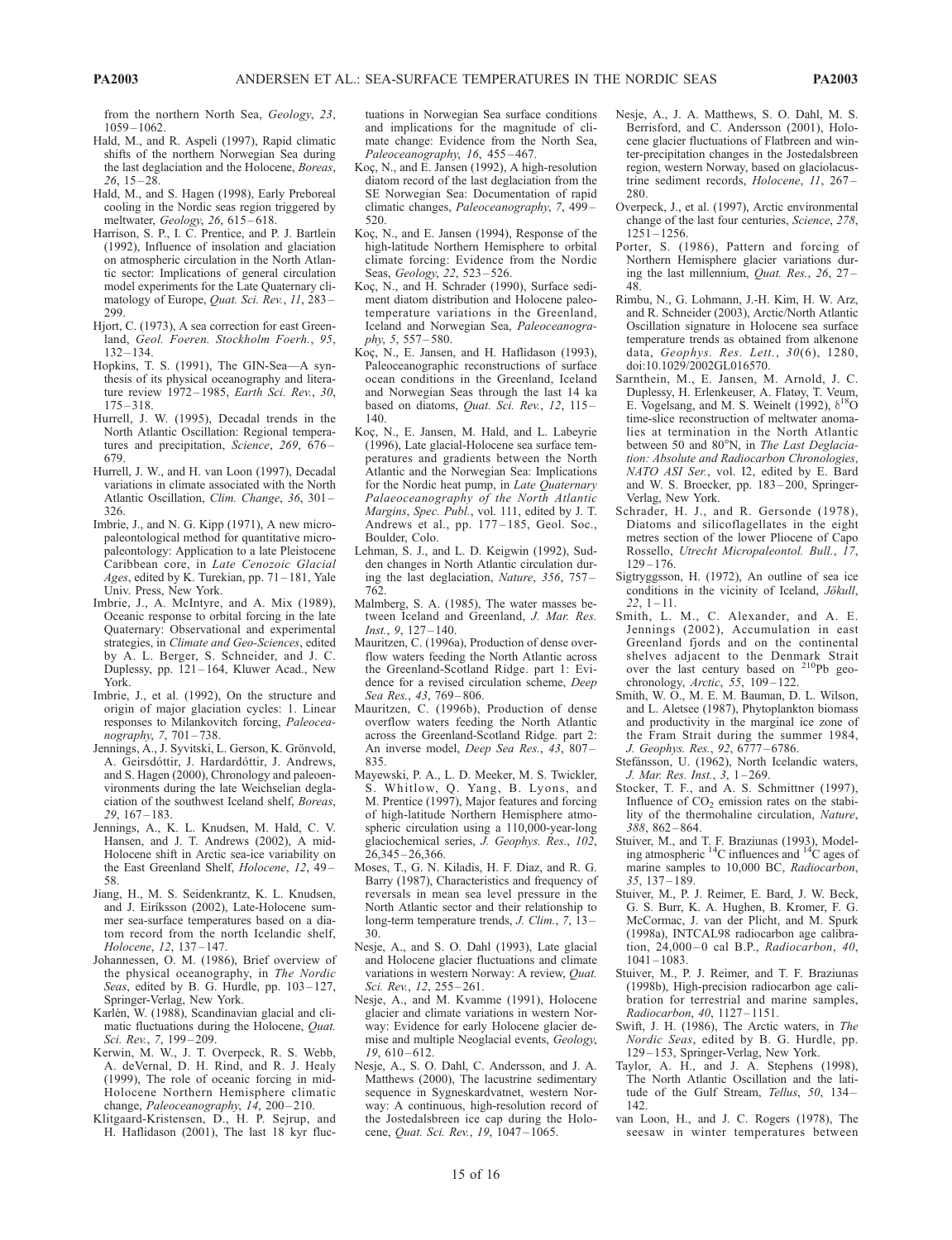from the northern North Sea, *Geology*, *23*, 1059–1062.

Hald, M., and R. Aspeli (1997), Rapid climatic shifts of the northern Norwegian Sea during the last deglaciation and the Holocene, *Boreas*, *26*, 15–28.

Hald, M., and S. Hagen (1998), Early Preboreal cooling in the Nordic seas region triggered by meltwater, *Geology*, *26*, 615–618.

Harrison, S. P., I. C. Prentice, and P. J. Bartlein (1992), Influence of insolation and glaciation on atmospheric circulation in the North Atlantic sector: Implications of general circulation model experiments for the Late Quaternary climatology of Europe, *Quat. Sci. Rev.*, *11*, 283–299.

Hjort, C. (1973), A sea correction for east Greenland, *Geol. Foeren. Stockholm Foerh.*, *95*, 132–134.

Hopkins, T. S. (1991), The GIN-Sea—A synthesis of its physical oceanography and literature review 1972–1985, *Earth Sci. Rev.*, *30*, 175–318.

Hurrell, J. W. (1995), Decadal trends in the North Atlantic Oscillation: Regional temperatures and precipitation, *Science*, *269*, 676–679.

Hurrell, J. W., and H. van Loon (1997), Decadal variations in climate associated with the North Atlantic Oscillation, *Clim. Change*, *36*, 301–326.

Imbrie, J., and N. G. Kipp (1971), A new micropaleontological method for quantitative micropaleontology: Application to a late Pleistocene Caribbean core, in *Late Cenozoic Glacial Ages*, edited by K. Turekian, pp. 71–181, Yale Univ. Press, New York.

Imbrie, J., A. McIntyre, and A. Mix (1989), Oceanic response to orbital forcing in the late Quaternary: Observational and experimental strategies, in *Climate and Geo-Sciences*, edited by A. L. Berger, S. Schneider, and J. C. Duplessy, pp. 121–164, Kluwer Acad., New York.

Imbrie, J., et al. (1992), On the structure and origin of major glaciation cycles: 1. Linear responses to Milankovitch forcing, *Paleoceanography*, *7*, 701–738.

Jennings, A., J. Syvitski, L. Gerson, K. Grönvold, A. Geirsdóttir, J. Hardardóttir, J. Andrews, and S. Hagen (2000), Chronology and paleoenvironments during the late Weichselian deglaciation of the southwest Iceland shelf, *Boreas*, *29*, 167–183.

Jennings, A., K. L. Knudsen, M. Hald, C. V. Hansen, and J. T. Andrews (2002), A mid-Holocene shift in Arctic sea-ice variability on the East Greenland Shelf, *Holocene*, *12*, 49–58.

Jiang, H., M. S. Seidenkrantz, K. L. Knudsen, and J. Eiríksson (2002), Late-Holocene summer sea-surface temperatures based on a diatom record from the north Icelandic shelf, *Holocene*, *12*, 137–147.

Johannessen, O. M. (1986), Brief overview of the physical oceanography, in *The Nordic Seas*, edited by B. G. Hurdle, pp. 103–127, Springer-Verlag, New York.

Karlén, W. (1988), Scandinavian glacial and climatic fluctuations during the Holocene, *Quat. Sci. Rev.*, *7*, 199–209.

Kerwin, M. W., J. T. Overpeck, R. S. Webb, A. deVernal, D. H. Rind, and R. J. Healy (1999), The role of oceanic forcing in mid-Holocene Northern Hemisphere climatic change, *Paleoceanography*, *14*, 200–210.

Klitgaard-Kristensen, D., H. P. Sejrup, and H. Haflidason (2001), The last 18 kyr fluctuations in Norwegian Sea surface conditions and implications for the magnitude of climate change: Evidence from the North Sea, *Paleoceanography*, *16*, 455–467.

Koç, N., and E. Jansen (1992), A high-resolution diatom record of the last deglaciation from the SE Norwegian Sea: Documentation of rapid climatic changes, *Paleoceanography*, *7*, 499–520.

Koç, N., and E. Jansen (1994), Response of the high-latitude Northern Hemisphere to orbital climate forcing: Evidence from the Nordic Seas, *Geology*, *22*, 523–526.

Koç, N., and H. Schrader (1990), Surface sediment diatom distribution and Holocene paleotemperature variations in the Greenland, Iceland and Norwegian Sea, *Paleoceanography*, *5*, 557–580.

Koç, N., E. Jansen, and H. Haflidason (1993), Paleoceanographic reconstructions of surface ocean conditions in the Greenland, Iceland and Norwegian Seas through the last 14 ka based on diatoms, *Quat. Sci. Rev.*, *12*, 115–140.

Koç, N., E. Jansen, M. Hald, and L. Labeyrie (1996), Late glacial-Holocene sea surface temperatures and gradients between the North Atlantic and the Norwegian Sea: Implications for the Nordic heat pump, in *Late Quaternary Palaeoceanography of the North Atlantic Margins*, *Spec. Publ.*, vol. 111, edited by J. T. Andrews et al., pp. 177–185, Geol. Soc., Boulder, Colo.

Lehman, S. J., and L. D. Keigwin (1992), Sudden changes in North Atlantic circulation during the last deglaciation, *Nature*, *356*, 757–762.

Malmberg, S. A. (1985), The water masses between Iceland and Greenland, *J. Mar. Res. Inst.*, *9*, 127–140.

Mauritzen, C. (1996a), Production of dense overflow waters feeding the North Atlantic across the Greenland-Scotland Ridge. part 1: Evidence for a revised circulation scheme, *Deep Sea Res.*, *43*, 769–806.

Mauritzen, C. (1996b), Production of dense overflow waters feeding the North Atlantic across the Greenland-Scotland Ridge. part 2: An inverse model, *Deep Sea Res.*, *43*, 807–835.

Mayewski, P. A., L. D. Meeker, M. S. Twickler, S. Whitlow, Q. Yang, B. Lyons, and M. Prentice (1997), Major features and forcing of high-latitude Northern Hemisphere atmospheric circulation using a 110,000-year-long glaciochemical series, *J. Geophys. Res.*, *102*, 26,345–26,366.

Moses, T., G. N. Kiladis, H. F. Diaz, and R. G. Barry (1987), Characteristics and frequency of reversals in mean sea level pressure in the North Atlantic sector and their relationship to long-term temperature trends, *J. Clim.*, *7*, 13–30.

Nesje, A., and S. O. Dahl (1993), Late glacial and Holocene glacier fluctuations and climate variations in western Norway: A review, *Quat. Sci. Rev.*, *12*, 255–261.

Nesje, A., and M. Kvamme (1991), Holocene glacier and climate variations in western Norway: Evidence for early Holocene glacier demise and multiple Neoglacial events, *Geology*, *19*, 610–612.

Nesje, A., S. O. Dahl, C. Andersson, and J. A. Matthews (2000), The lacustrine sedimentary sequence in Sygneskardvatnet, western Norway: A continuous, high-resolution record of the Jostedalsbreen ice cap during the Holocene, *Quat. Sci. Rev.*, *19*, 1047–1065.

Nesje, A., J. A. Matthews, S. O. Dahl, M. S. Berrisford, and C. Andersson (2001), Holocene glacier fluctuations of Flatbreen and winter-precipitation changes in the Jostedalsbreen region, western Norway, based on glaciolacustrine sediment records, *Holocene*, *11*, 267–280.

Overpeck, J., et al. (1997), Arctic environmental change of the last four centuries, *Science*, *278*, 1251–1256.

Porter, S. (1986), Pattern and forcing of Northern Hemisphere glacier variations during the last millennium, *Quat. Res.*, *26*, 27–48.

Rimbu, N., G. Lohmann, J.-H. Kim, H. W. Arz, and R. Schneider (2003), Arctic/North Atlantic Oscillation signature in Holocene sea surface temperature trends as obtained from alkenone data, *Geophys. Res. Lett.*, *30*(6), 1280, doi:10.1029/2002GL016570.

Sarnthein, M., E. Jansen, M. Arnold, J. C. Duplessy, H. Erlenkeuser, A. Flatøy, T. Veum, E. Vogelsang, and M. S. Weinelt (1992), $\delta^{18}O$ time-slice reconstruction of meltwater anomalies at termination in the North Atlantic between 50 and 80°N, in *The Last Deglaciation: Absolute and Radiocarbon Chronologies*, *NATO ASI Ser.*, vol. I2, edited by E. Bard and W. S. Broecker, pp. 183–200, Springer-Verlag, New York.

Schrader, H. J., and R. Gersonde (1978), Diatoms and silicoflagellates in the eight metres section of the lower Pliocene of Capo Rossello, *Utrecht Micropaleontol. Bull.*, *17*, 129–176.

Sigtryggsson, H. (1972), An outline of sea ice conditions in the vicinity of Iceland, *Jökull*, *22*, 1–11.

Smith, L. M., C. Alexander, and A. E. Jennings (2002), Accumulation in east Greenland fjords and on the continental shelves adjacent to the Denmark Strait over the last century based on $^{210}Pb$ geochronology, *Arctic*, *55*, 109–122.

Smith, W. O., M. E. M. Bauman, D. L. Wilson, and L. Aletsee (1987), Phytoplankton biomass and productivity in the marginal ice zone of the Fram Strait during the summer 1984, *J. Geophys. Res.*, *92*, 6777–6786.

Stefánsson, U. (1962), North Icelandic waters, *J. Mar. Res. Inst.*, *3*, 1–269.

Stocker, T. F., and A. S. Schmittner (1997), Influence of $CO_2$ emission rates on the stability of the thermohaline circulation, *Nature*, *388*, 862–864.

Stuiver, M., and T. F. Braziunas (1993), Modeling atmospheric $^{14}C$ influences and $^{14}C$ ages of marine samples to 10,000 BC, *Radiocarbon*, *35*, 137–189.

Stuiver, M., P. J. Reimer, E. Bard, J. W. Beck, G. S. Burr, K. A. Hughen, B. Kromer, F. G. McCormac, J. van der Plicht, and M. Spurk (1998a), INTCAL98 radiocarbon age calibration, 24,000–0 cal B.P., *Radiocarbon*, *40*, 1041–1083.

Stuiver, M., P. J. Reimer, and T. F. Braziunas (1998b), High-precision radiocarbon age calibration for terrestrial and marine samples, *Radiocarbon*, *40*, 1127–1151.

Swift, J. H. (1986), The Arctic waters, in *The Nordic Seas*, edited by B. G. Hurdle, pp. 129–153, Springer-Verlag, New York.

Taylor, A. H., and J. A. Stephens (1998), The North Atlantic Oscillation and the latitude of the Gulf Stream, *Tellus*, *50*, 134–142.

van Loon, H., and J. C. Rogers (1978), The seesaw in winter temperatures between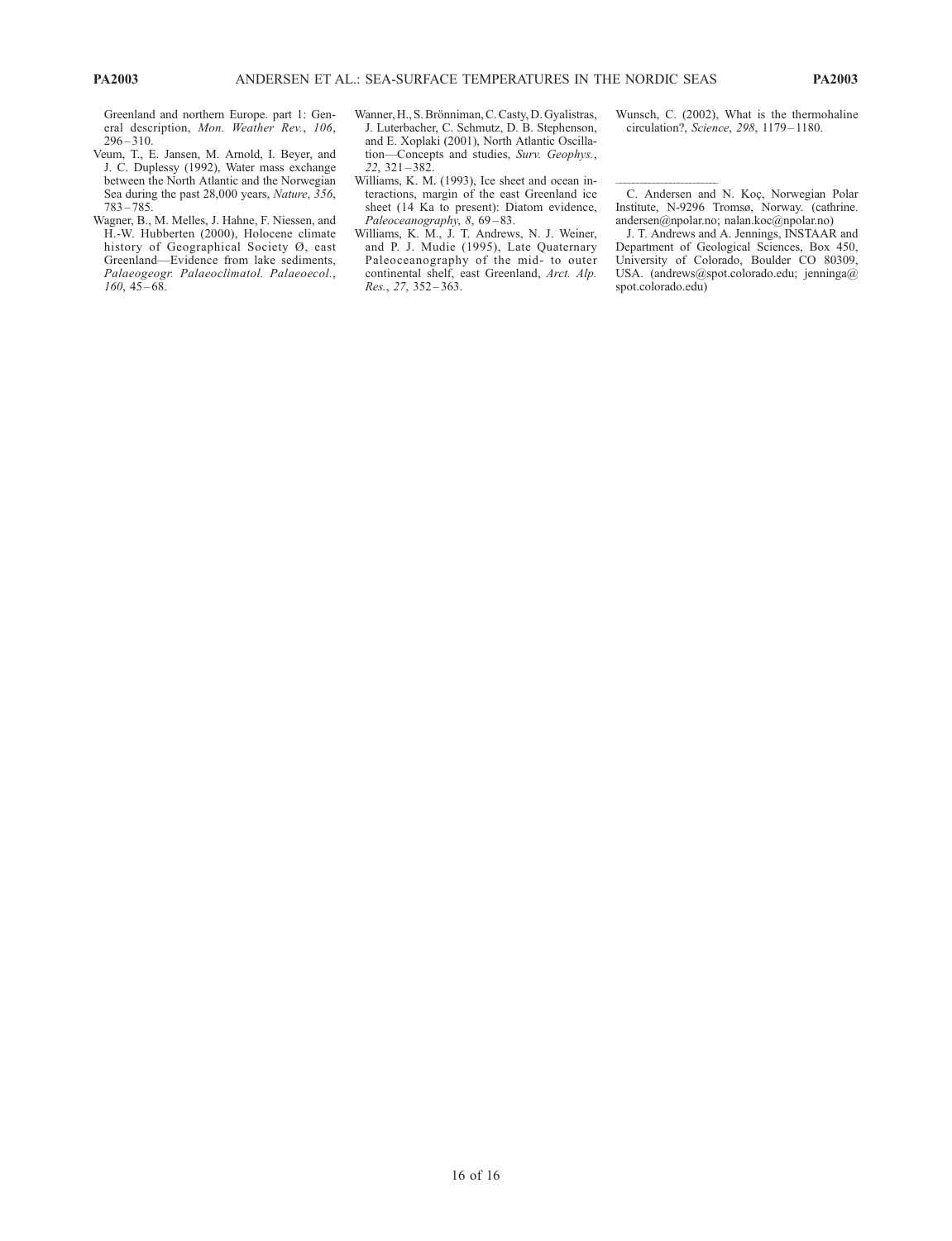Greenland and northern Europe. part 1: General description, *Mon. Weather Rev.*, *106*, 296–310.

Veum, T., E. Jansen, M. Arnold, I. Beyer, and J. C. Duplessy (1992), Water mass exchange between the North Atlantic and the Norwegian Sea during the past 28,000 years, *Nature*, *356*, 783–785.

Wagner, B., M. Melles, J. Hahne, F. Niessen, and H.-W. Hubberten (2000), Holocene climate history of Geographical Society Ø, east Greenland—Evidence from lake sediments, *Palaeogeogr. Palaeoclimatol. Palaeoecol.*, *160*, 45–68.

Wanner, H., S. Brönniman, C. Casty, D. Gyalistras, J. Luterbacher, C. Schmutz, D. B. Stephenson, and E. Xoplaki (2001), North Atlantic Oscillation—Concepts and studies, *Surv. Geophys.*, *22*, 321–382.

Williams, K. M. (1993), Ice sheet and ocean interactions, margin of the east Greenland ice sheet (14 Ka to present): Diatom evidence, *Paleoceanography*, *8*, 69–83.

Williams, K. M., J. T. Andrews, N. J. Weiner, and P. J. Mudie (1995), Late Quaternary Paleoceanography of the mid- to outer continental shelf, east Greenland, *Arct. Alp. Res.*, *27*, 352–363.

Wunsch, C. (2002), What is the thermohaline circulation?, *Science*, *298*, 1179–1180.

---

C. Andersen and N. Koç, Norwegian Polar Institute, N-9296 Tromsø, Norway. (cathrine.andersen@npolar.no; nalan.koc@npolar.no)

J. T. Andrews and A. Jennings, INSTAAR and Department of Geological Sciences, Box 450, University of Colorado, Boulder CO 80309, USA. (andrews@spot.colorado.edu; jenninga@spot.colorado.edu)